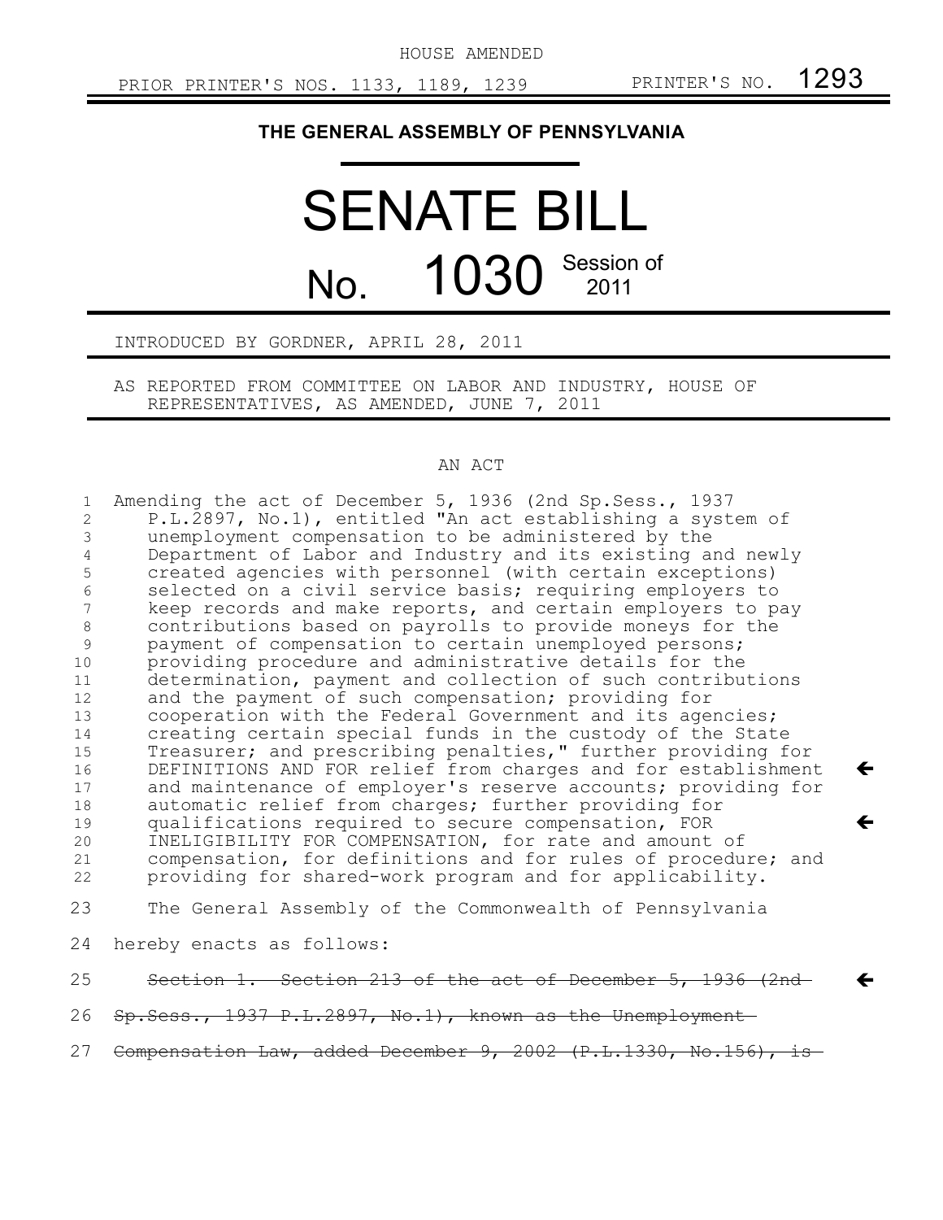HOUSE AMENDED

PRIOR PRINTER'S NOS. 1133, 1189, 1239 PRINTER'S NO. 1293

**THE GENERAL ASSEMBLY OF PENNSYLVANIA**

# SENATE BILL

# No. 1030 Session of 2011

INTRODUCED BY GORDNER, APRIL 28, 2011

AS REPORTED FROM COMMITTEE ON LABOR AND INDUSTRY, HOUSE OF REPRESENTATIVES, AS AMENDED, JUNE 7, 2011

## AN ACT

1 Amending the act of December 5, 1936 (2nd Sp.Sess., 1937
2 P.L.2897, No.1), entitled "An act establishing a system of
3 unemployment compensation to be administered by the
4 Department of Labor and Industry and its existing and newly
5 created agencies with personnel (with certain exceptions)
6 selected on a civil service basis; requiring employers to
7 keep records and make reports, and certain employers to pay
8 contributions based on payrolls to provide moneys for the
9 payment of compensation to certain unemployed persons;
10 providing procedure and administrative details for the
11 determination, payment and collection of such contributions
12 and the payment of such compensation; providing for
13 cooperation with the Federal Government and its agencies;
14 creating certain special funds in the custody of the State
15 Treasurer; and prescribing penalties," further providing for
16 DEFINITIONS AND FOR relief from charges and for establishment ←
17 and maintenance of employer's reserve accounts; providing for
18 automatic relief from charges; further providing for
19 qualifications required to secure compensation, FOR ←
20 INELIGIBILITY FOR COMPENSATION, for rate and amount of
21 compensation, for definitions and for rules of procedure; and
22 providing for shared-work program and for applicability.

23 The General Assembly of the Commonwealth of Pennsylvania

24 hereby enacts as follows:

25 ~~Section 1. Section 213 of the act of December 5, 1936 (2nd~~ ←

26 ~~Sp.Sess., 1937 P.L.2897, No.1), known as the Unemployment~~

27 ~~Compensation Law, added December 9, 2002 (P.L.1330, No.156), is~~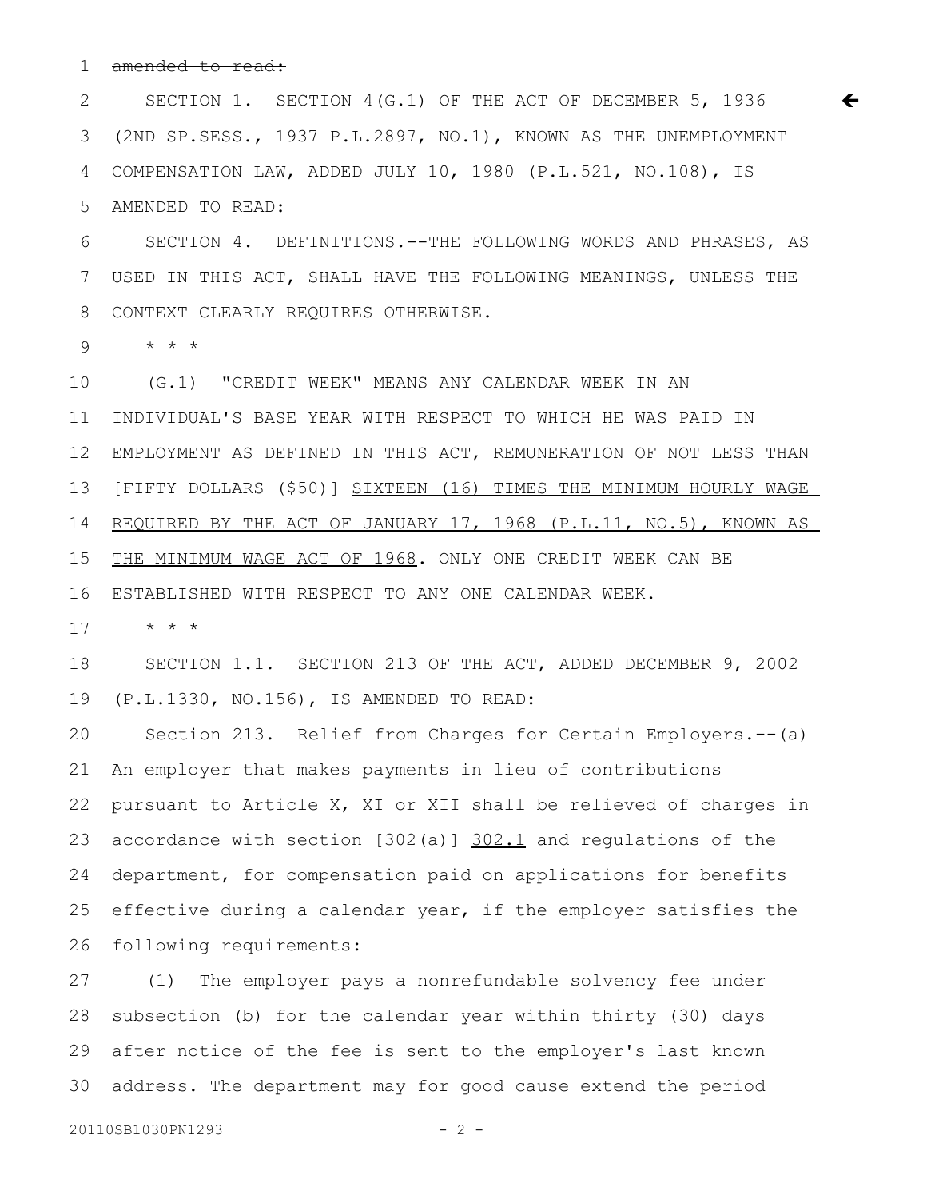~~amended to read:~~

SECTION 1. SECTION 4(G.1) OF THE ACT OF DECEMBER 5, 1936 (2ND SP.SESS., 1937 P.L.2897, NO.1), KNOWN AS THE UNEMPLOYMENT COMPENSATION LAW, ADDED JULY 10, 1980 (P.L.521, NO.108), IS AMENDED TO READ:

SECTION 4. DEFINITIONS.--THE FOLLOWING WORDS AND PHRASES, AS USED IN THIS ACT, SHALL HAVE THE FOLLOWING MEANINGS, UNLESS THE CONTEXT CLEARLY REQUIRES OTHERWISE.

\* \* \*

(G.1) "CREDIT WEEK" MEANS ANY CALENDAR WEEK IN AN INDIVIDUAL'S BASE YEAR WITH RESPECT TO WHICH HE WAS PAID IN EMPLOYMENT AS DEFINED IN THIS ACT, REMUNERATION OF NOT LESS THAN [FIFTY DOLLARS ($50)] <u>SIXTEEN (16) TIMES THE MINIMUM HOURLY WAGE REQUIRED BY THE ACT OF JANUARY 17, 1968 (P.L.11, NO.5), KNOWN AS THE MINIMUM WAGE ACT OF 1968</u>. ONLY ONE CREDIT WEEK CAN BE ESTABLISHED WITH RESPECT TO ANY ONE CALENDAR WEEK.

\* \* \*

SECTION 1.1. SECTION 213 OF THE ACT, ADDED DECEMBER 9, 2002 (P.L.1330, NO.156), IS AMENDED TO READ:

Section 213. Relief from Charges for Certain Employers.--(a) An employer that makes payments in lieu of contributions pursuant to Article X, XI or XII shall be relieved of charges in accordance with section [302(a)] <u>302.1</u> and regulations of the department, for compensation paid on applications for benefits effective during a calendar year, if the employer satisfies the following requirements:

(1) The employer pays a nonrefundable solvency fee under subsection (b) for the calendar year within thirty (30) days after notice of the fee is sent to the employer's last known address. The department may for good cause extend the period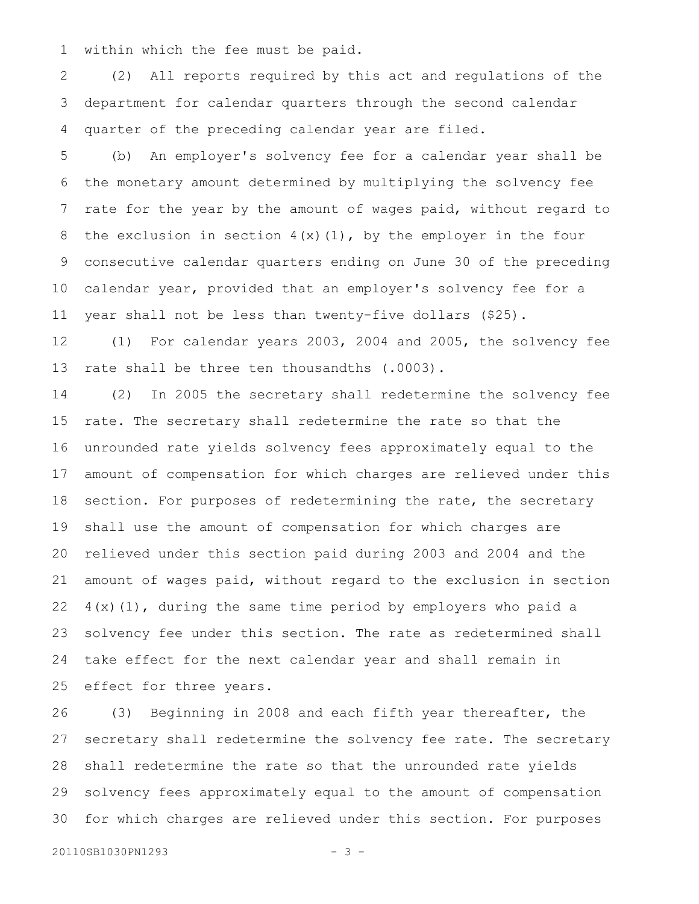within which the fee must be paid.

(2) All reports required by this act and regulations of the department for calendar quarters through the second calendar quarter of the preceding calendar year are filed.

(b) An employer's solvency fee for a calendar year shall be the monetary amount determined by multiplying the solvency fee rate for the year by the amount of wages paid, without regard to the exclusion in section 4(x)(1), by the employer in the four consecutive calendar quarters ending on June 30 of the preceding calendar year, provided that an employer's solvency fee for a year shall not be less than twenty-five dollars ($25).

(1) For calendar years 2003, 2004 and 2005, the solvency fee rate shall be three ten thousandths (.0003).

(2) In 2005 the secretary shall redetermine the solvency fee rate. The secretary shall redetermine the rate so that the unrounded rate yields solvency fees approximately equal to the amount of compensation for which charges are relieved under this section. For purposes of redetermining the rate, the secretary shall use the amount of compensation for which charges are relieved under this section paid during 2003 and 2004 and the amount of wages paid, without regard to the exclusion in section 4(x)(1), during the same time period by employers who paid a solvency fee under this section. The rate as redetermined shall take effect for the next calendar year and shall remain in effect for three years.

(3) Beginning in 2008 and each fifth year thereafter, the secretary shall redetermine the solvency fee rate. The secretary shall redetermine the rate so that the unrounded rate yields solvency fees approximately equal to the amount of compensation for which charges are relieved under this section. For purposes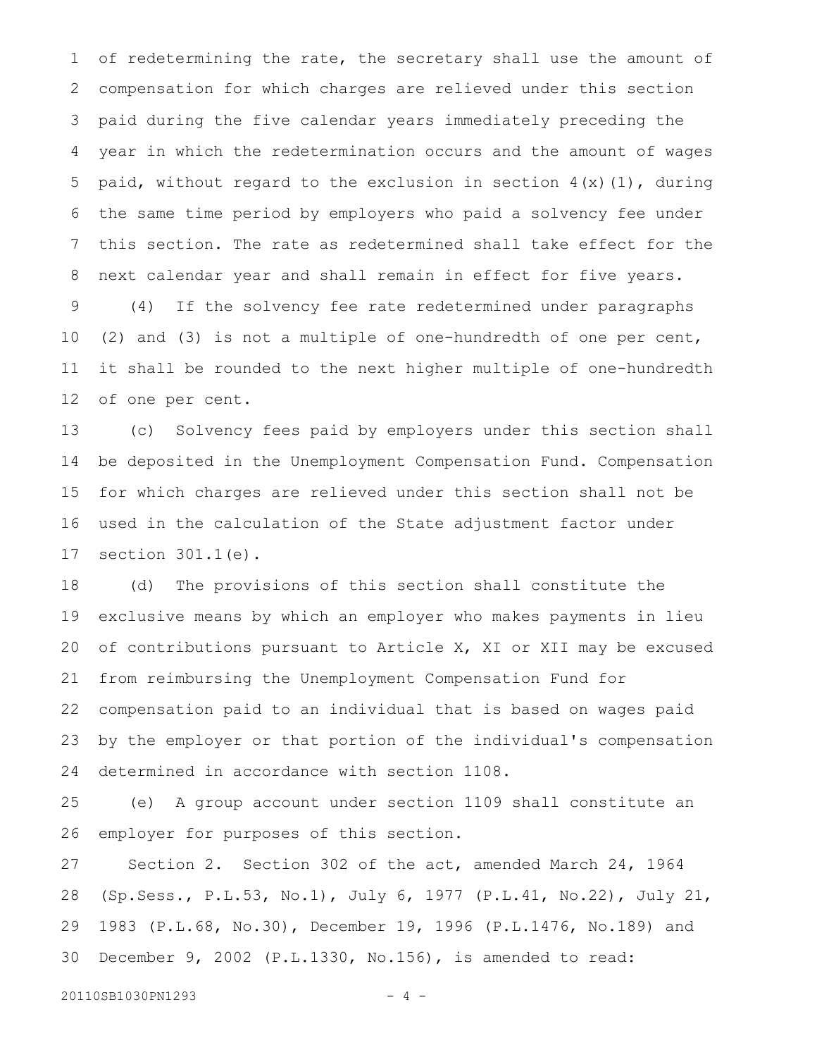of redetermining the rate, the secretary shall use the amount of compensation for which charges are relieved under this section paid during the five calendar years immediately preceding the year in which the redetermination occurs and the amount of wages paid, without regard to the exclusion in section 4(x)(1), during the same time period by employers who paid a solvency fee under this section. The rate as redetermined shall take effect for the next calendar year and shall remain in effect for five years.

(4) If the solvency fee rate redetermined under paragraphs (2) and (3) is not a multiple of one-hundredth of one per cent, it shall be rounded to the next higher multiple of one-hundredth of one per cent.

(c) Solvency fees paid by employers under this section shall be deposited in the Unemployment Compensation Fund. Compensation for which charges are relieved under this section shall not be used in the calculation of the State adjustment factor under section 301.1(e).

(d) The provisions of this section shall constitute the exclusive means by which an employer who makes payments in lieu of contributions pursuant to Article X, XI or XII may be excused from reimbursing the Unemployment Compensation Fund for compensation paid to an individual that is based on wages paid by the employer or that portion of the individual's compensation determined in accordance with section 1108.

(e) A group account under section 1109 shall constitute an employer for purposes of this section.

Section 2. Section 302 of the act, amended March 24, 1964 (Sp.Sess., P.L.53, No.1), July 6, 1977 (P.L.41, No.22), July 21, 1983 (P.L.68, No.30), December 19, 1996 (P.L.1476, No.189) and December 9, 2002 (P.L.1330, No.156), is amended to read: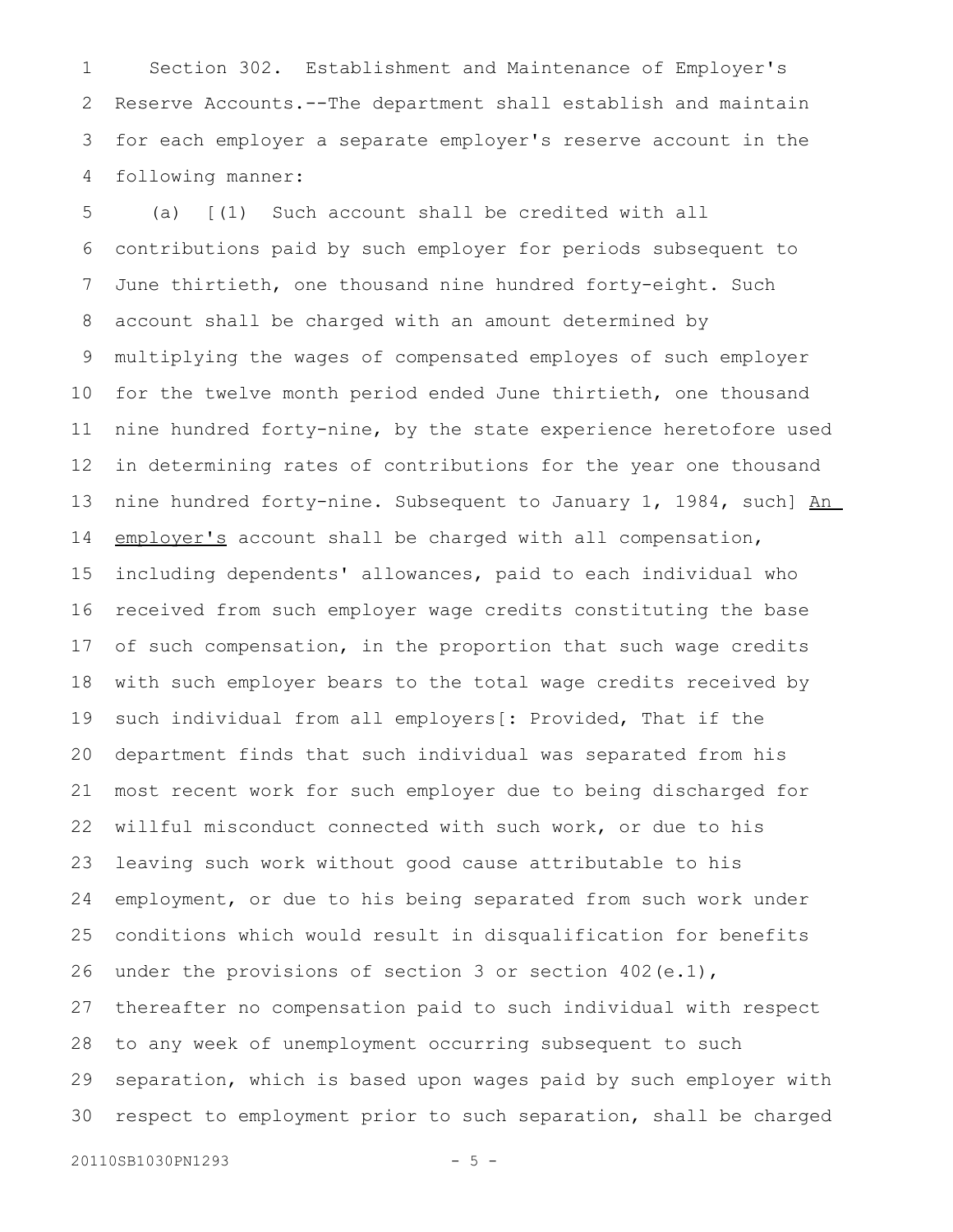Section 302. Establishment and Maintenance of Employer's Reserve Accounts.--The department shall establish and maintain for each employer a separate employer's reserve account in the following manner:

(a) [(1) Such account shall be credited with all contributions paid by such employer for periods subsequent to June thirtieth, one thousand nine hundred forty-eight. Such account shall be charged with an amount determined by multiplying the wages of compensated employes of such employer for the twelve month period ended June thirtieth, one thousand nine hundred forty-nine, by the state experience heretofore used in determining rates of contributions for the year one thousand nine hundred forty-nine. Subsequent to January 1, 1984, such] <u>An employer's</u> account shall be charged with all compensation, including dependents' allowances, paid to each individual who received from such employer wage credits constituting the base of such compensation, in the proportion that such wage credits with such employer bears to the total wage credits received by such individual from all employers[: Provided, That if the department finds that such individual was separated from his most recent work for such employer due to being discharged for willful misconduct connected with such work, or due to his leaving such work without good cause attributable to his employment, or due to his being separated from such work under conditions which would result in disqualification for benefits under the provisions of section 3 or section 402(e.1), thereafter no compensation paid to such individual with respect to any week of unemployment occurring subsequent to such separation, which is based upon wages paid by such employer with respect to employment prior to such separation, shall be charged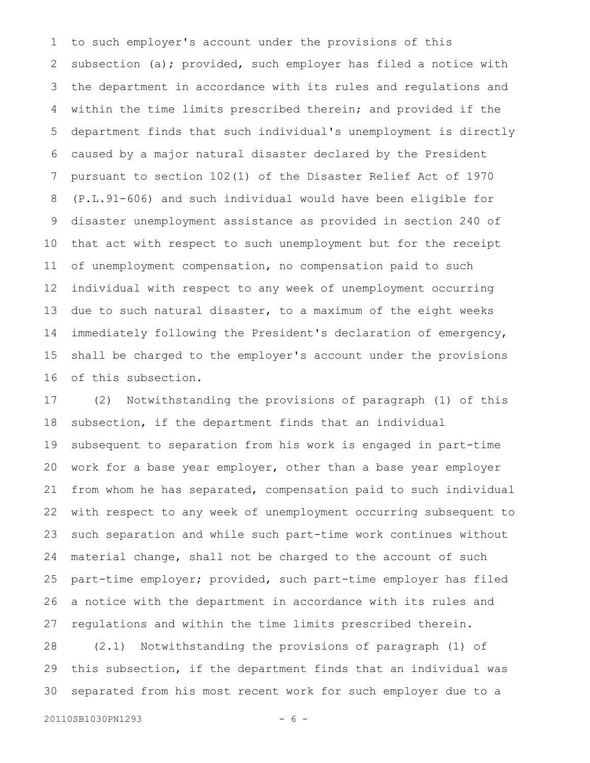to such employer's account under the provisions of this subsection (a); provided, such employer has filed a notice with the department in accordance with its rules and regulations and within the time limits prescribed therein; and provided if the department finds that such individual's unemployment is directly caused by a major natural disaster declared by the President pursuant to section 102(1) of the Disaster Relief Act of 1970 (P.L.91-606) and such individual would have been eligible for disaster unemployment assistance as provided in section 240 of that act with respect to such unemployment but for the receipt of unemployment compensation, no compensation paid to such individual with respect to any week of unemployment occurring due to such natural disaster, to a maximum of the eight weeks immediately following the President's declaration of emergency, shall be charged to the employer's account under the provisions of this subsection.

(2) Notwithstanding the provisions of paragraph (1) of this subsection, if the department finds that an individual subsequent to separation from his work is engaged in part-time work for a base year employer, other than a base year employer from whom he has separated, compensation paid to such individual with respect to any week of unemployment occurring subsequent to such separation and while such part-time work continues without material change, shall not be charged to the account of such part-time employer; provided, such part-time employer has filed a notice with the department in accordance with its rules and regulations and within the time limits prescribed therein.

(2.1) Notwithstanding the provisions of paragraph (1) of this subsection, if the department finds that an individual was separated from his most recent work for such employer due to a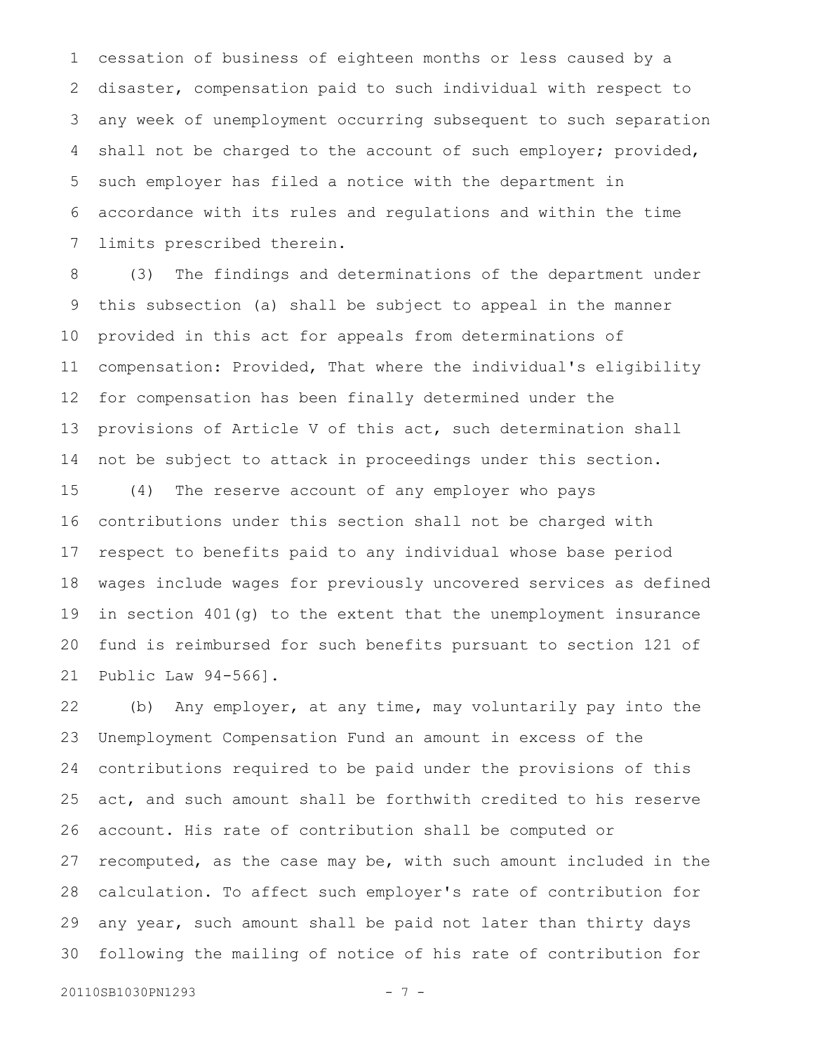cessation of business of eighteen months or less caused by a disaster, compensation paid to such individual with respect to any week of unemployment occurring subsequent to such separation shall not be charged to the account of such employer; provided, such employer has filed a notice with the department in accordance with its rules and regulations and within the time limits prescribed therein.

(3) The findings and determinations of the department under this subsection (a) shall be subject to appeal in the manner provided in this act for appeals from determinations of compensation: Provided, That where the individual's eligibility for compensation has been finally determined under the provisions of Article V of this act, such determination shall not be subject to attack in proceedings under this section.

(4) The reserve account of any employer who pays contributions under this section shall not be charged with respect to benefits paid to any individual whose base period wages include wages for previously uncovered services as defined in section 401(g) to the extent that the unemployment insurance fund is reimbursed for such benefits pursuant to section 121 of Public Law 94-566].

(b) Any employer, at any time, may voluntarily pay into the Unemployment Compensation Fund an amount in excess of the contributions required to be paid under the provisions of this act, and such amount shall be forthwith credited to his reserve account. His rate of contribution shall be computed or recomputed, as the case may be, with such amount included in the calculation. To affect such employer's rate of contribution for any year, such amount shall be paid not later than thirty days following the mailing of notice of his rate of contribution for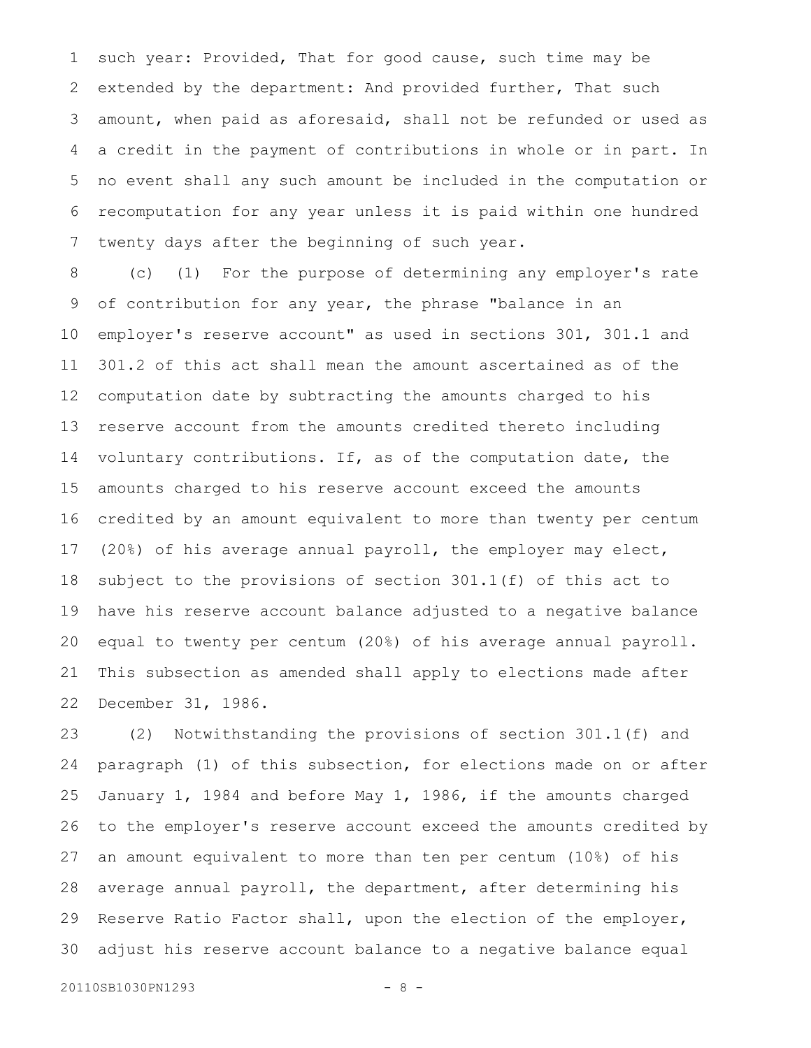such year: Provided, That for good cause, such time may be extended by the department: And provided further, That such amount, when paid as aforesaid, shall not be refunded or used as a credit in the payment of contributions in whole or in part. In no event shall any such amount be included in the computation or recomputation for any year unless it is paid within one hundred twenty days after the beginning of such year.

(c) (1) For the purpose of determining any employer's rate of contribution for any year, the phrase "balance in an employer's reserve account" as used in sections 301, 301.1 and 301.2 of this act shall mean the amount ascertained as of the computation date by subtracting the amounts charged to his reserve account from the amounts credited thereto including voluntary contributions. If, as of the computation date, the amounts charged to his reserve account exceed the amounts credited by an amount equivalent to more than twenty per centum (20%) of his average annual payroll, the employer may elect, subject to the provisions of section 301.1(f) of this act to have his reserve account balance adjusted to a negative balance equal to twenty per centum (20%) of his average annual payroll. This subsection as amended shall apply to elections made after December 31, 1986.

(2) Notwithstanding the provisions of section 301.1(f) and paragraph (1) of this subsection, for elections made on or after January 1, 1984 and before May 1, 1986, if the amounts charged to the employer's reserve account exceed the amounts credited by an amount equivalent to more than ten per centum (10%) of his average annual payroll, the department, after determining his Reserve Ratio Factor shall, upon the election of the employer, adjust his reserve account balance to a negative balance equal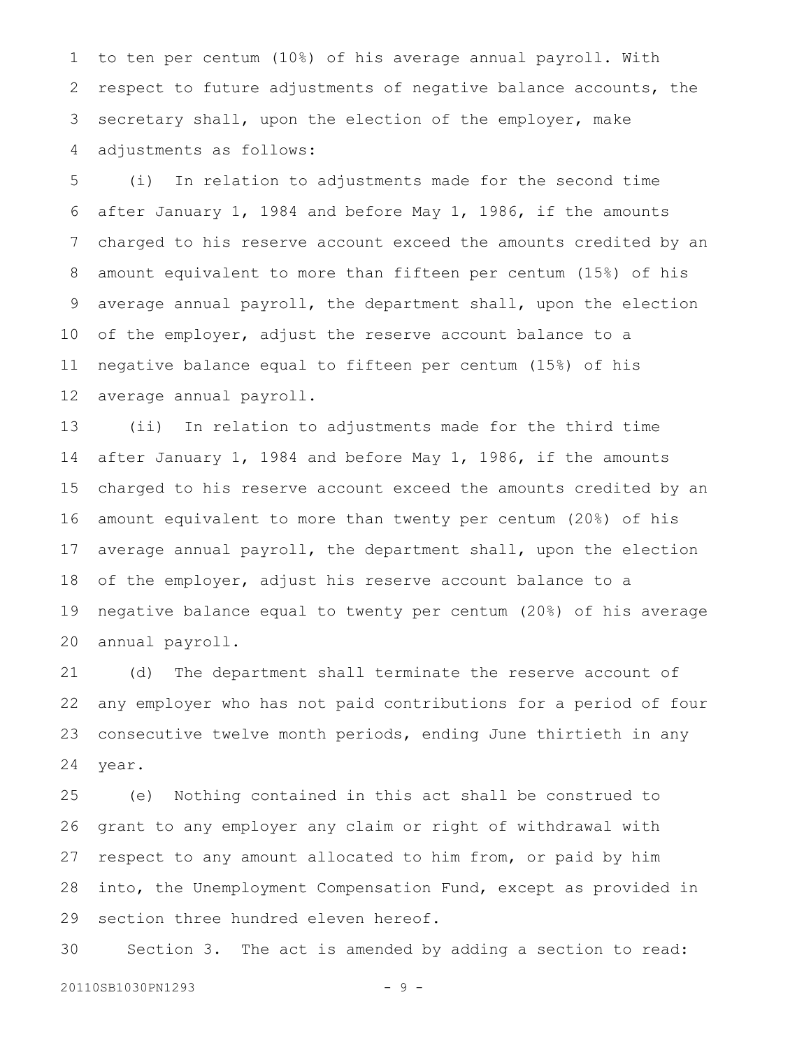to ten per centum (10%) of his average annual payroll. With respect to future adjustments of negative balance accounts, the secretary shall, upon the election of the employer, make adjustments as follows:

(i) In relation to adjustments made for the second time after January 1, 1984 and before May 1, 1986, if the amounts charged to his reserve account exceed the amounts credited by an amount equivalent to more than fifteen per centum (15%) of his average annual payroll, the department shall, upon the election of the employer, adjust the reserve account balance to a negative balance equal to fifteen per centum (15%) of his average annual payroll.

(ii) In relation to adjustments made for the third time after January 1, 1984 and before May 1, 1986, if the amounts charged to his reserve account exceed the amounts credited by an amount equivalent to more than twenty per centum (20%) of his average annual payroll, the department shall, upon the election of the employer, adjust his reserve account balance to a negative balance equal to twenty per centum (20%) of his average annual payroll.

(d) The department shall terminate the reserve account of any employer who has not paid contributions for a period of four consecutive twelve month periods, ending June thirtieth in any year.

(e) Nothing contained in this act shall be construed to grant to any employer any claim or right of withdrawal with respect to any amount allocated to him from, or paid by him into, the Unemployment Compensation Fund, except as provided in section three hundred eleven hereof.

Section 3. The act is amended by adding a section to read: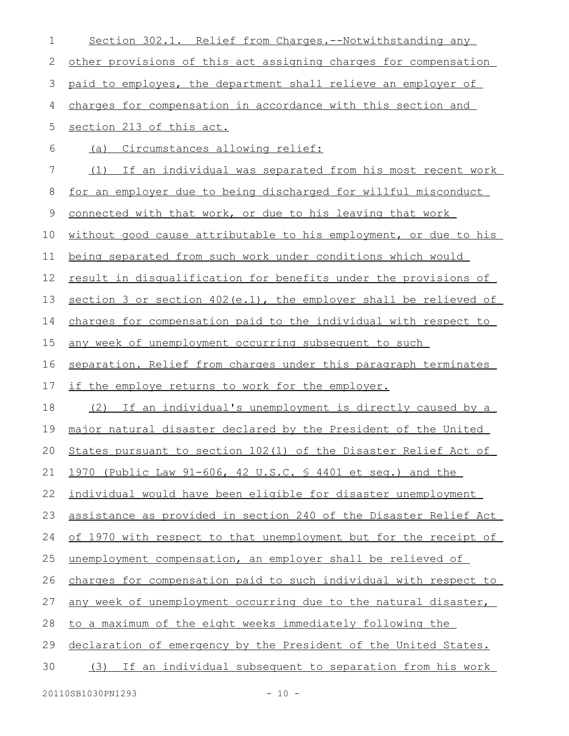Section 302.1. Relief from Charges.--Notwithstanding any other provisions of this act assigning charges for compensation paid to employes, the department shall relieve an employer of charges for compensation in accordance with this section and section 213 of this act.

(a) Circumstances allowing relief:

(1) If an individual was separated from his most recent work for an employer due to being discharged for willful misconduct connected with that work, or due to his leaving that work without good cause attributable to his employment, or due to his being separated from such work under conditions which would result in disqualification for benefits under the provisions of section 3 or section 402(e.1), the employer shall be relieved of charges for compensation paid to the individual with respect to any week of unemployment occurring subsequent to such separation. Relief from charges under this paragraph terminates if the employe returns to work for the employer.

(2) If an individual's unemployment is directly caused by a major natural disaster declared by the President of the United States pursuant to section 102(1) of the Disaster Relief Act of 1970 (Public Law 91-606, 42 U.S.C. § 4401 et seq.) and the individual would have been eligible for disaster unemployment assistance as provided in section 240 of the Disaster Relief Act of 1970 with respect to that unemployment but for the receipt of unemployment compensation, an employer shall be relieved of charges for compensation paid to such individual with respect to any week of unemployment occurring due to the natural disaster, to a maximum of the eight weeks immediately following the declaration of emergency by the President of the United States.

(3) If an individual subsequent to separation from his work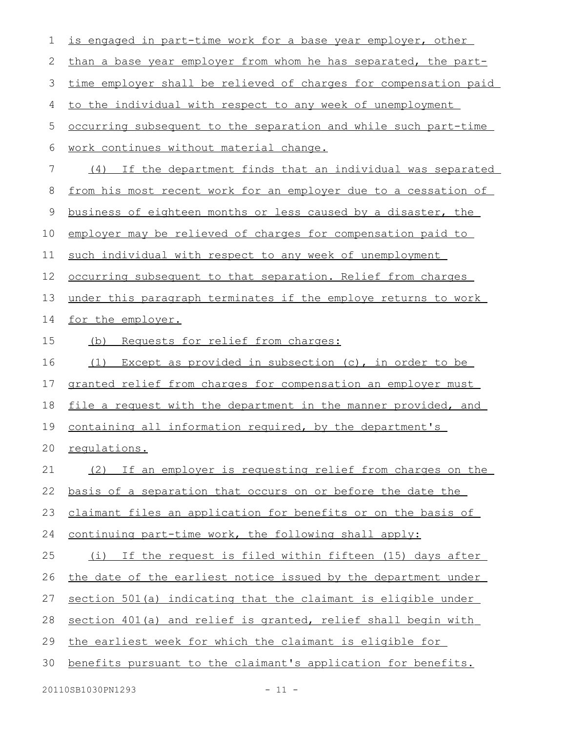is engaged in part-time work for a base year employer, other than a base year employer from whom he has separated, the part-time employer shall be relieved of charges for compensation paid to the individual with respect to any week of unemployment occurring subsequent to the separation and while such part-time work continues without material change.

(4) If the department finds that an individual was separated from his most recent work for an employer due to a cessation of business of eighteen months or less caused by a disaster, the employer may be relieved of charges for compensation paid to such individual with respect to any week of unemployment occurring subsequent to that separation. Relief from charges under this paragraph terminates if the employe returns to work for the employer.

(b) Requests for relief from charges:

(1) Except as provided in subsection (c), in order to be granted relief from charges for compensation an employer must file a request with the department in the manner provided, and containing all information required, by the department's regulations.

(2) If an employer is requesting relief from charges on the basis of a separation that occurs on or before the date the claimant files an application for benefits or on the basis of continuing part-time work, the following shall apply:

(i) If the request is filed within fifteen (15) days after the date of the earliest notice issued by the department under section 501(a) indicating that the claimant is eligible under section 401(a) and relief is granted, relief shall begin with the earliest week for which the claimant is eligible for benefits pursuant to the claimant's application for benefits.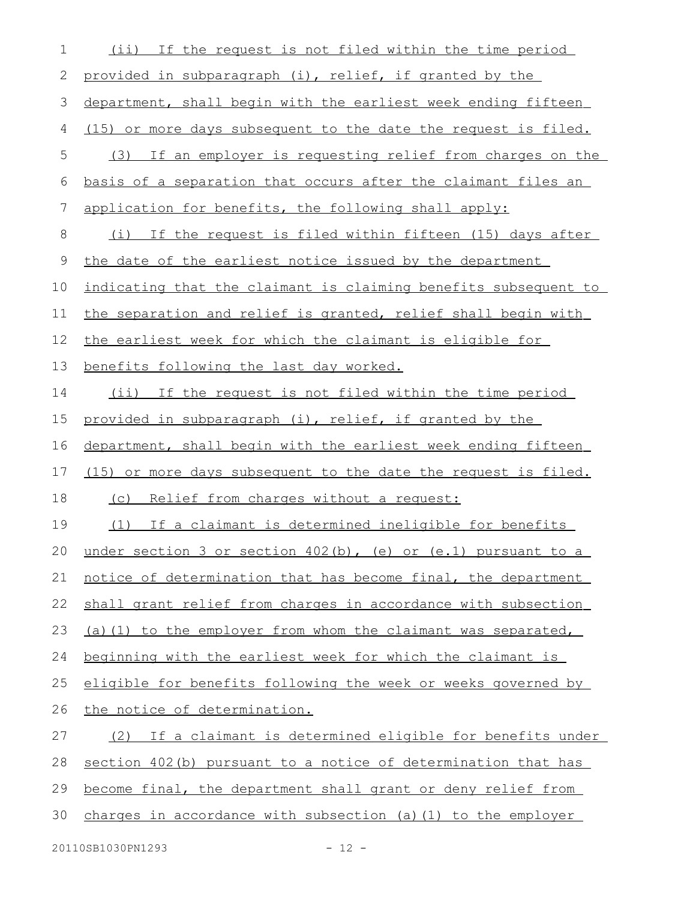(ii) If the request is not filed within the time period provided in subparagraph (i), relief, if granted by the department, shall begin with the earliest week ending fifteen (15) or more days subsequent to the date the request is filed.

(3) If an employer is requesting relief from charges on the basis of a separation that occurs after the claimant files an application for benefits, the following shall apply:

(i) If the request is filed within fifteen (15) days after the date of the earliest notice issued by the department indicating that the claimant is claiming benefits subsequent to the separation and relief is granted, relief shall begin with the earliest week for which the claimant is eligible for benefits following the last day worked.

(ii) If the request is not filed within the time period provided in subparagraph (i), relief, if granted by the department, shall begin with the earliest week ending fifteen (15) or more days subsequent to the date the request is filed.

(c) Relief from charges without a request:

(1) If a claimant is determined ineligible for benefits under section 3 or section 402(b), (e) or (e.1) pursuant to a notice of determination that has become final, the department shall grant relief from charges in accordance with subsection (a)(1) to the employer from whom the claimant was separated, beginning with the earliest week for which the claimant is eligible for benefits following the week or weeks governed by the notice of determination.

(2) If a claimant is determined eligible for benefits under section 402(b) pursuant to a notice of determination that has become final, the department shall grant or deny relief from charges in accordance with subsection (a)(1) to the employer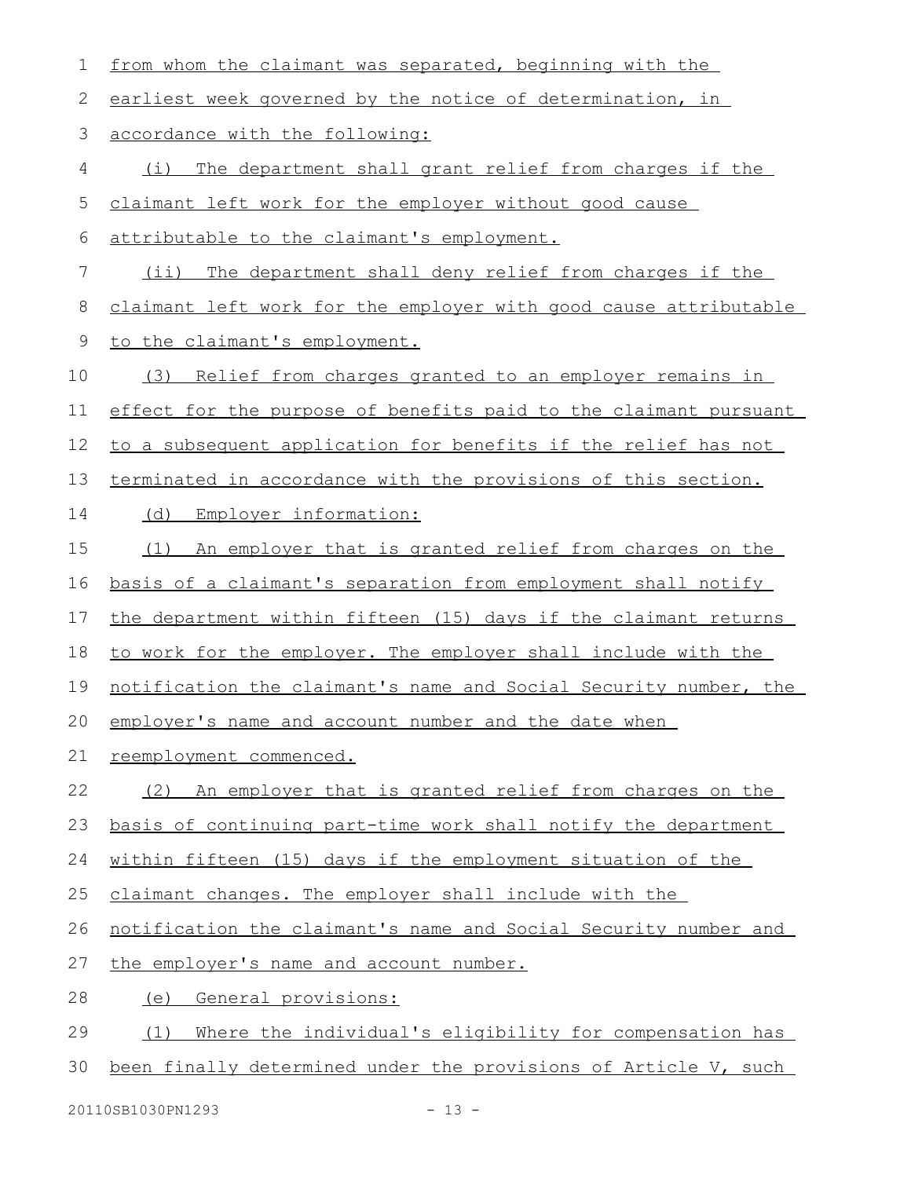from whom the claimant was separated, beginning with the earliest week governed by the notice of determination, in accordance with the following:

(i) The department shall grant relief from charges if the claimant left work for the employer without good cause attributable to the claimant's employment.

(ii) The department shall deny relief from charges if the claimant left work for the employer with good cause attributable to the claimant's employment.

(3) Relief from charges granted to an employer remains in effect for the purpose of benefits paid to the claimant pursuant to a subsequent application for benefits if the relief has not terminated in accordance with the provisions of this section.

(d) Employer information:

(1) An employer that is granted relief from charges on the basis of a claimant's separation from employment shall notify the department within fifteen (15) days if the claimant returns to work for the employer. The employer shall include with the notification the claimant's name and Social Security number, the employer's name and account number and the date when reemployment commenced.

(2) An employer that is granted relief from charges on the basis of continuing part-time work shall notify the department within fifteen (15) days if the employment situation of the claimant changes. The employer shall include with the notification the claimant's name and Social Security number and the employer's name and account number.

(e) General provisions:

(1) Where the individual's eligibility for compensation has been finally determined under the provisions of Article V, such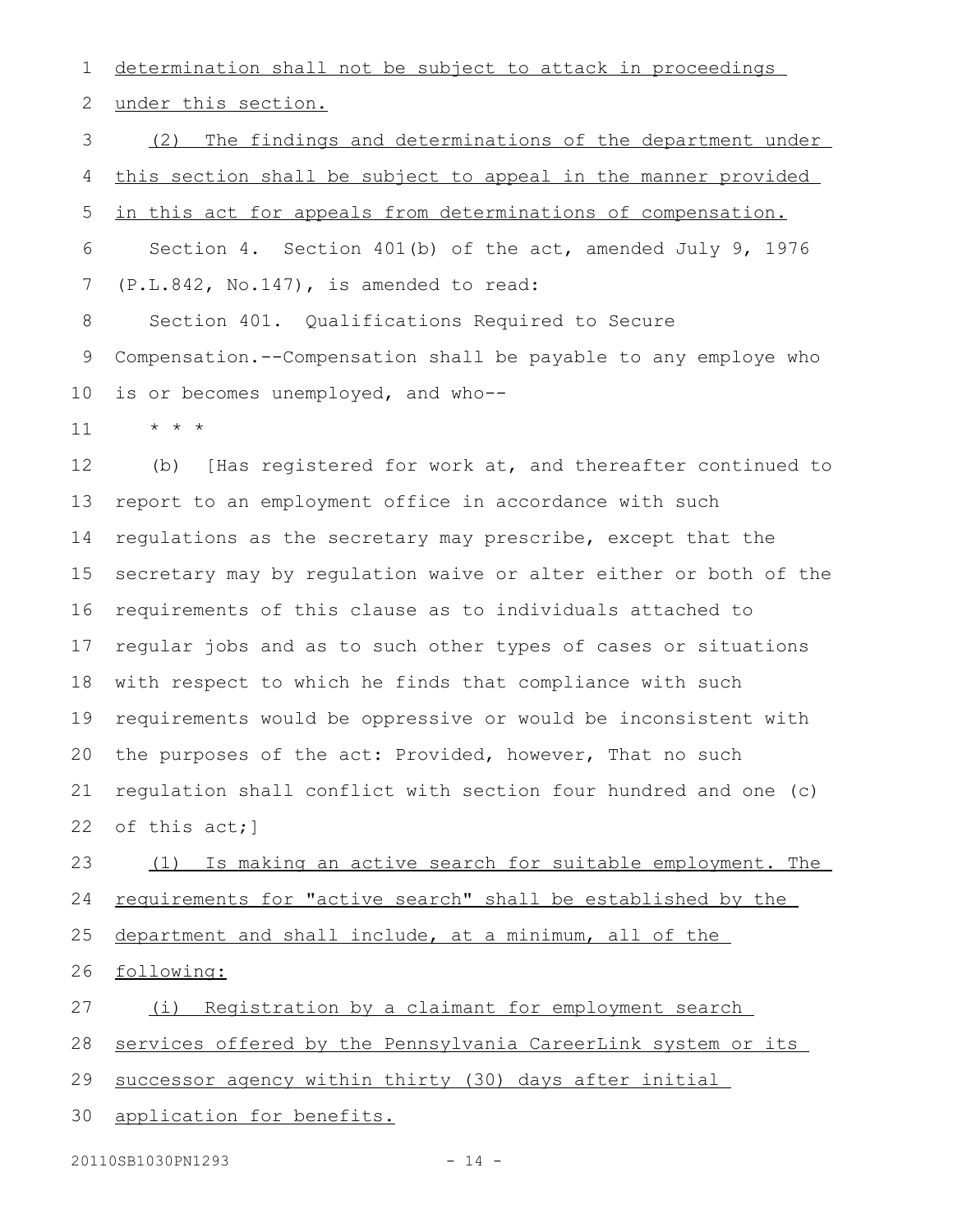determination shall not be subject to attack in proceedings under this section.

(2) The findings and determinations of the department under this section shall be subject to appeal in the manner provided in this act for appeals from determinations of compensation.

Section 4. Section 401(b) of the act, amended July 9, 1976 (P.L.842, No.147), is amended to read:

Section 401. Qualifications Required to Secure Compensation.--Compensation shall be payable to any employe who is or becomes unemployed, and who--

\* \* \*

(b) [Has registered for work at, and thereafter continued to report to an employment office in accordance with such regulations as the secretary may prescribe, except that the secretary may by regulation waive or alter either or both of the requirements of this clause as to individuals attached to regular jobs and as to such other types of cases or situations with respect to which he finds that compliance with such requirements would be oppressive or would be inconsistent with the purposes of the act: Provided, however, That no such regulation shall conflict with section four hundred and one (c) of this act;]

(1) Is making an active search for suitable employment. The requirements for "active search" shall be established by the department and shall include, at a minimum, all of the following:

(i) Registration by a claimant for employment search services offered by the Pennsylvania CareerLink system or its successor agency within thirty (30) days after initial application for benefits.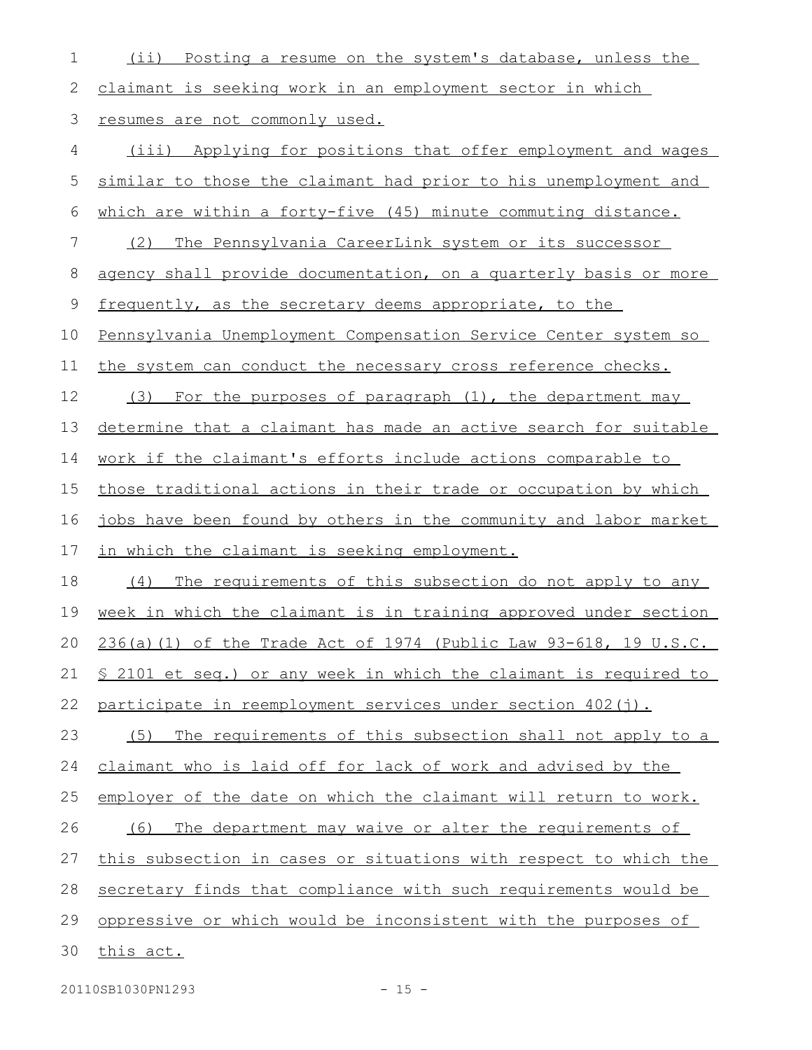(ii) Posting a resume on the system's database, unless the claimant is seeking work in an employment sector in which resumes are not commonly used.

(iii) Applying for positions that offer employment and wages similar to those the claimant had prior to his unemployment and which are within a forty-five (45) minute commuting distance.

(2) The Pennsylvania CareerLink system or its successor agency shall provide documentation, on a quarterly basis or more frequently, as the secretary deems appropriate, to the Pennsylvania Unemployment Compensation Service Center system so the system can conduct the necessary cross reference checks.

(3) For the purposes of paragraph (1), the department may determine that a claimant has made an active search for suitable work if the claimant's efforts include actions comparable to those traditional actions in their trade or occupation by which jobs have been found by others in the community and labor market in which the claimant is seeking employment.

(4) The requirements of this subsection do not apply to any week in which the claimant is in training approved under section 236(a)(1) of the Trade Act of 1974 (Public Law 93-618, 19 U.S.C. § 2101 et seq.) or any week in which the claimant is required to participate in reemployment services under section 402(j).

(5) The requirements of this subsection shall not apply to a claimant who is laid off for lack of work and advised by the employer of the date on which the claimant will return to work.

(6) The department may waive or alter the requirements of this subsection in cases or situations with respect to which the secretary finds that compliance with such requirements would be oppressive or which would be inconsistent with the purposes of this act.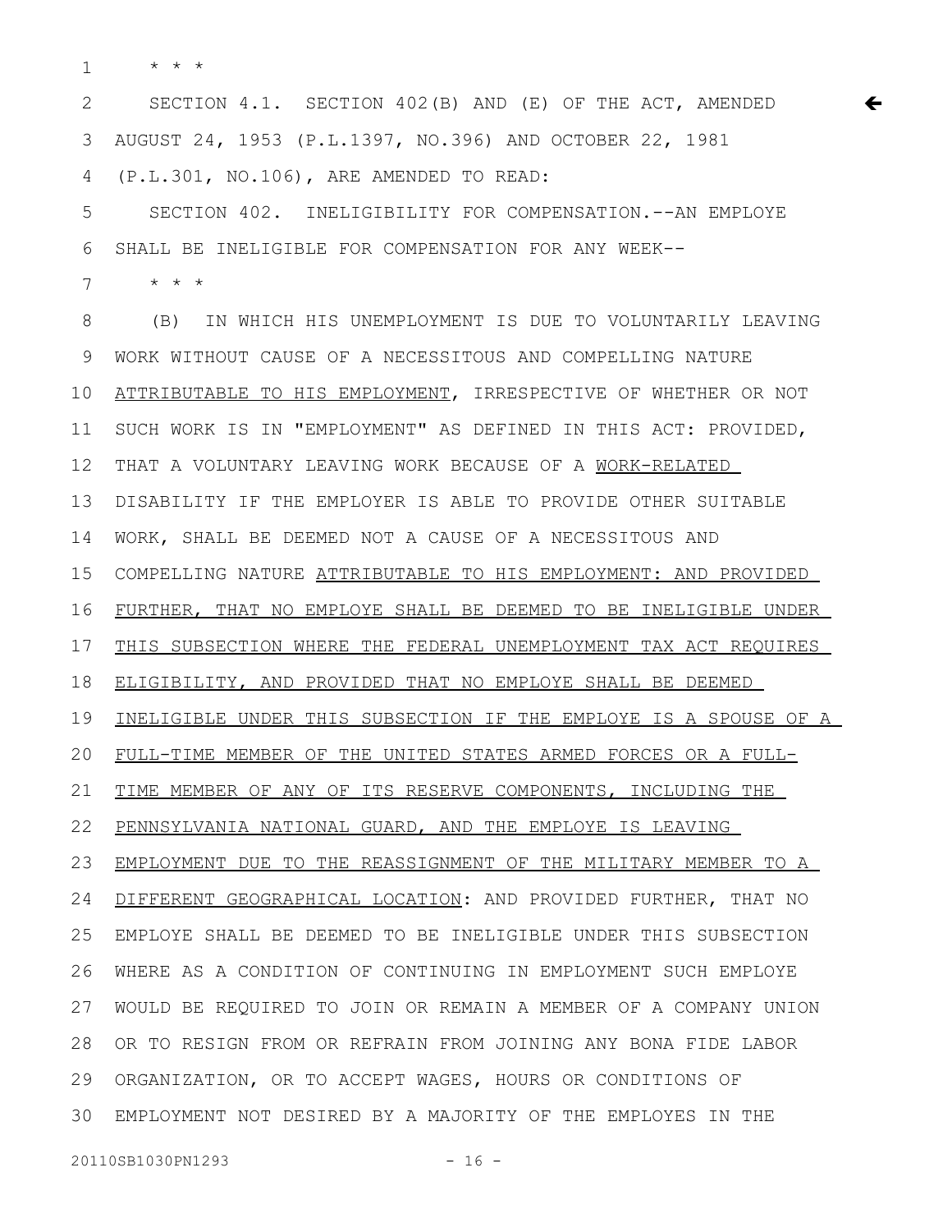\* \* \*

SECTION 4.1. SECTION 402(B) AND (E) OF THE ACT, AMENDED AUGUST 24, 1953 (P.L.1397, NO.396) AND OCTOBER 22, 1981 (P.L.301, NO.106), ARE AMENDED TO READ:

SECTION 402. INELIGIBILITY FOR COMPENSATION.--AN EMPLOYE SHALL BE INELIGIBLE FOR COMPENSATION FOR ANY WEEK--

\* \* \*

(B) IN WHICH HIS UNEMPLOYMENT IS DUE TO VOLUNTARILY LEAVING WORK WITHOUT CAUSE OF A NECESSITOUS AND COMPELLING NATURE <u>ATTRIBUTABLE TO HIS EMPLOYMENT</u>, IRRESPECTIVE OF WHETHER OR NOT SUCH WORK IS IN "EMPLOYMENT" AS DEFINED IN THIS ACT: PROVIDED, THAT A VOLUNTARY LEAVING WORK BECAUSE OF A <u>WORK-RELATED</u> DISABILITY IF THE EMPLOYER IS ABLE TO PROVIDE OTHER SUITABLE WORK, SHALL BE DEEMED NOT A CAUSE OF A NECESSITOUS AND COMPELLING NATURE <u>ATTRIBUTABLE TO HIS EMPLOYMENT: AND PROVIDED FURTHER, THAT NO EMPLOYE SHALL BE DEEMED TO BE INELIGIBLE UNDER THIS SUBSECTION WHERE THE FEDERAL UNEMPLOYMENT TAX ACT REQUIRES ELIGIBILITY, AND PROVIDED THAT NO EMPLOYE SHALL BE DEEMED INELIGIBLE UNDER THIS SUBSECTION IF THE EMPLOYE IS A SPOUSE OF A FULL-TIME MEMBER OF THE UNITED STATES ARMED FORCES OR A FULL-TIME MEMBER OF ANY OF ITS RESERVE COMPONENTS, INCLUDING THE PENNSYLVANIA NATIONAL GUARD, AND THE EMPLOYE IS LEAVING EMPLOYMENT DUE TO THE REASSIGNMENT OF THE MILITARY MEMBER TO A DIFFERENT GEOGRAPHICAL LOCATION</u>: AND PROVIDED FURTHER, THAT NO EMPLOYE SHALL BE DEEMED TO BE INELIGIBLE UNDER THIS SUBSECTION WHERE AS A CONDITION OF CONTINUING IN EMPLOYMENT SUCH EMPLOYE WOULD BE REQUIRED TO JOIN OR REMAIN A MEMBER OF A COMPANY UNION OR TO RESIGN FROM OR REFRAIN FROM JOINING ANY BONA FIDE LABOR ORGANIZATION, OR TO ACCEPT WAGES, HOURS OR CONDITIONS OF EMPLOYMENT NOT DESIRED BY A MAJORITY OF THE EMPLOYES IN THE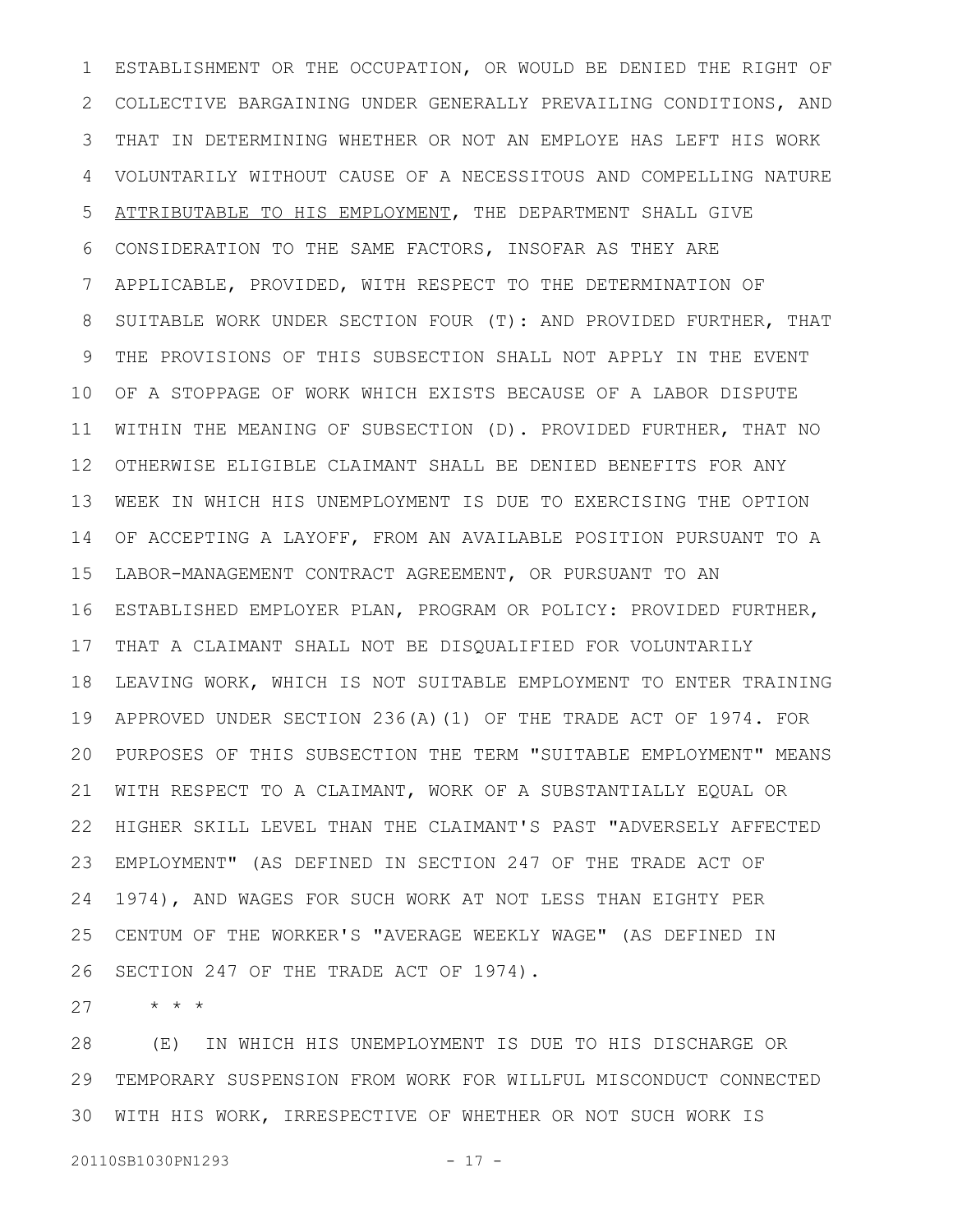ESTABLISHMENT OR THE OCCUPATION, OR WOULD BE DENIED THE RIGHT OF COLLECTIVE BARGAINING UNDER GENERALLY PREVAILING CONDITIONS, AND THAT IN DETERMINING WHETHER OR NOT AN EMPLOYE HAS LEFT HIS WORK VOLUNTARILY WITHOUT CAUSE OF A NECESSITOUS AND COMPELLING NATURE <u>ATTRIBUTABLE TO HIS EMPLOYMENT</u>, THE DEPARTMENT SHALL GIVE CONSIDERATION TO THE SAME FACTORS, INSOFAR AS THEY ARE APPLICABLE, PROVIDED, WITH RESPECT TO THE DETERMINATION OF SUITABLE WORK UNDER SECTION FOUR (T): AND PROVIDED FURTHER, THAT THE PROVISIONS OF THIS SUBSECTION SHALL NOT APPLY IN THE EVENT OF A STOPPAGE OF WORK WHICH EXISTS BECAUSE OF A LABOR DISPUTE WITHIN THE MEANING OF SUBSECTION (D). PROVIDED FURTHER, THAT NO OTHERWISE ELIGIBLE CLAIMANT SHALL BE DENIED BENEFITS FOR ANY WEEK IN WHICH HIS UNEMPLOYMENT IS DUE TO EXERCISING THE OPTION OF ACCEPTING A LAYOFF, FROM AN AVAILABLE POSITION PURSUANT TO A LABOR-MANAGEMENT CONTRACT AGREEMENT, OR PURSUANT TO AN ESTABLISHED EMPLOYER PLAN, PROGRAM OR POLICY: PROVIDED FURTHER, THAT A CLAIMANT SHALL NOT BE DISQUALIFIED FOR VOLUNTARILY LEAVING WORK, WHICH IS NOT SUITABLE EMPLOYMENT TO ENTER TRAINING APPROVED UNDER SECTION 236(A)(1) OF THE TRADE ACT OF 1974. FOR PURPOSES OF THIS SUBSECTION THE TERM "SUITABLE EMPLOYMENT" MEANS WITH RESPECT TO A CLAIMANT, WORK OF A SUBSTANTIALLY EQUAL OR HIGHER SKILL LEVEL THAN THE CLAIMANT'S PAST "ADVERSELY AFFECTED EMPLOYMENT" (AS DEFINED IN SECTION 247 OF THE TRADE ACT OF 1974), AND WAGES FOR SUCH WORK AT NOT LESS THAN EIGHTY PER CENTUM OF THE WORKER'S "AVERAGE WEEKLY WAGE" (AS DEFINED IN SECTION 247 OF THE TRADE ACT OF 1974).

* * *

(E) IN WHICH HIS UNEMPLOYMENT IS DUE TO HIS DISCHARGE OR TEMPORARY SUSPENSION FROM WORK FOR WILLFUL MISCONDUCT CONNECTED WITH HIS WORK, IRRESPECTIVE OF WHETHER OR NOT SUCH WORK IS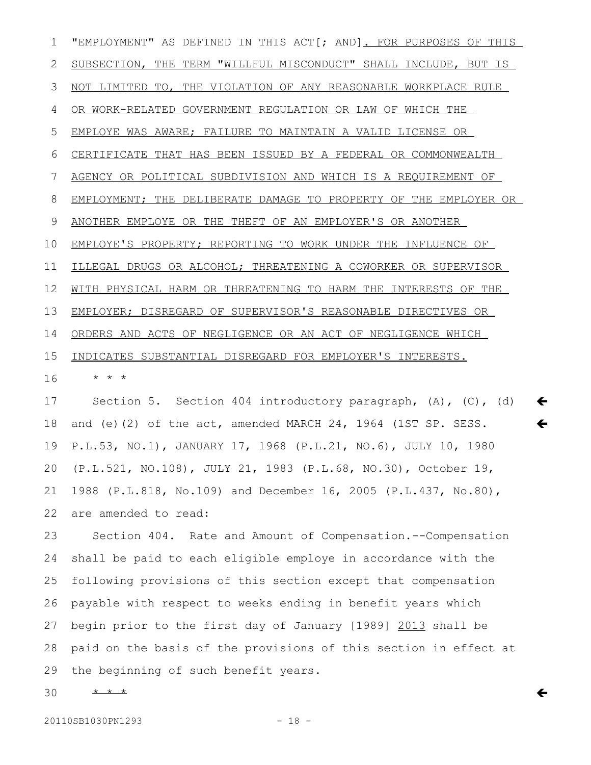"EMPLOYMENT" AS DEFINED IN THIS ACT[; AND]. FOR PURPOSES OF THIS SUBSECTION, THE TERM "WILLFUL MISCONDUCT" SHALL INCLUDE, BUT IS NOT LIMITED TO, THE VIOLATION OF ANY REASONABLE WORKPLACE RULE OR WORK-RELATED GOVERNMENT REGULATION OR LAW OF WHICH THE EMPLOYE WAS AWARE; FAILURE TO MAINTAIN A VALID LICENSE OR CERTIFICATE THAT HAS BEEN ISSUED BY A FEDERAL OR COMMONWEALTH AGENCY OR POLITICAL SUBDIVISION AND WHICH IS A REQUIREMENT OF EMPLOYMENT; THE DELIBERATE DAMAGE TO PROPERTY OF THE EMPLOYER OR ANOTHER EMPLOYE OR THE THEFT OF AN EMPLOYER'S OR ANOTHER EMPLOYE'S PROPERTY; REPORTING TO WORK UNDER THE INFLUENCE OF ILLEGAL DRUGS OR ALCOHOL; THREATENING A COWORKER OR SUPERVISOR WITH PHYSICAL HARM OR THREATENING TO HARM THE INTERESTS OF THE EMPLOYER; DISREGARD OF SUPERVISOR'S REASONABLE DIRECTIVES OR ORDERS AND ACTS OF NEGLIGENCE OR AN ACT OF NEGLIGENCE WHICH INDICATES SUBSTANTIAL DISREGARD FOR EMPLOYER'S INTERESTS.

\* \* \*

Section 5. Section 404 introductory paragraph, (A), (C), (d) and (e)(2) of the act, amended MARCH 24, 1964 (1ST SP. SESS. P.L.53, NO.1), JANUARY 17, 1968 (P.L.21, NO.6), JULY 10, 1980 (P.L.521, NO.108), JULY 21, 1983 (P.L.68, NO.30), October 19, 1988 (P.L.818, No.109) and December 16, 2005 (P.L.437, No.80), are amended to read:

Section 404. Rate and Amount of Compensation.--Compensation shall be paid to each eligible employe in accordance with the following provisions of this section except that compensation payable with respect to weeks ending in benefit years which begin prior to the first day of January [1989] 2013 shall be paid on the basis of the provisions of this section in effect at the beginning of such benefit years.

~~\* \* \*~~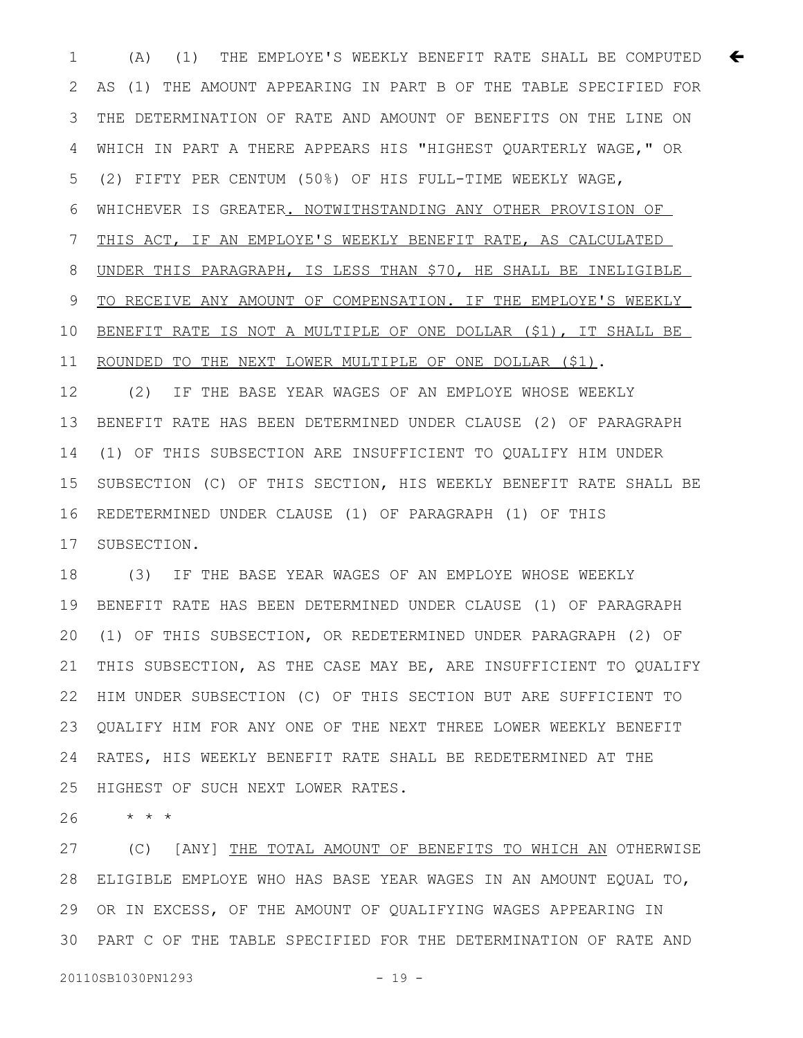(A) (1) THE EMPLOYE'S WEEKLY BENEFIT RATE SHALL BE COMPUTED AS (1) THE AMOUNT APPEARING IN PART B OF THE TABLE SPECIFIED FOR THE DETERMINATION OF RATE AND AMOUNT OF BENEFITS ON THE LINE ON WHICH IN PART A THERE APPEARS HIS "HIGHEST QUARTERLY WAGE," OR (2) FIFTY PER CENTUM (50%) OF HIS FULL-TIME WEEKLY WAGE, WHICHEVER IS GREATER<u>. NOTWITHSTANDING ANY OTHER PROVISION OF THIS ACT, IF AN EMPLOYE'S WEEKLY BENEFIT RATE, AS CALCULATED UNDER THIS PARAGRAPH, IS LESS THAN $70, HE SHALL BE INELIGIBLE TO RECEIVE ANY AMOUNT OF COMPENSATION. IF THE EMPLOYE'S WEEKLY BENEFIT RATE IS NOT A MULTIPLE OF ONE DOLLAR ($1), IT SHALL BE ROUNDED TO THE NEXT LOWER MULTIPLE OF ONE DOLLAR ($1)</u>.

(2) IF THE BASE YEAR WAGES OF AN EMPLOYE WHOSE WEEKLY BENEFIT RATE HAS BEEN DETERMINED UNDER CLAUSE (2) OF PARAGRAPH (1) OF THIS SUBSECTION ARE INSUFFICIENT TO QUALIFY HIM UNDER SUBSECTION (C) OF THIS SECTION, HIS WEEKLY BENEFIT RATE SHALL BE REDETERMINED UNDER CLAUSE (1) OF PARAGRAPH (1) OF THIS SUBSECTION.

(3) IF THE BASE YEAR WAGES OF AN EMPLOYE WHOSE WEEKLY BENEFIT RATE HAS BEEN DETERMINED UNDER CLAUSE (1) OF PARAGRAPH (1) OF THIS SUBSECTION, OR REDETERMINED UNDER PARAGRAPH (2) OF THIS SUBSECTION, AS THE CASE MAY BE, ARE INSUFFICIENT TO QUALIFY HIM UNDER SUBSECTION (C) OF THIS SECTION BUT ARE SUFFICIENT TO QUALIFY HIM FOR ANY ONE OF THE NEXT THREE LOWER WEEKLY BENEFIT RATES, HIS WEEKLY BENEFIT RATE SHALL BE REDETERMINED AT THE HIGHEST OF SUCH NEXT LOWER RATES.

* * *

(C) [ANY] <u>THE TOTAL AMOUNT OF BENEFITS TO WHICH AN</u> OTHERWISE ELIGIBLE EMPLOYE WHO HAS BASE YEAR WAGES IN AN AMOUNT EQUAL TO, OR IN EXCESS, OF THE AMOUNT OF QUALIFYING WAGES APPEARING IN PART C OF THE TABLE SPECIFIED FOR THE DETERMINATION OF RATE AND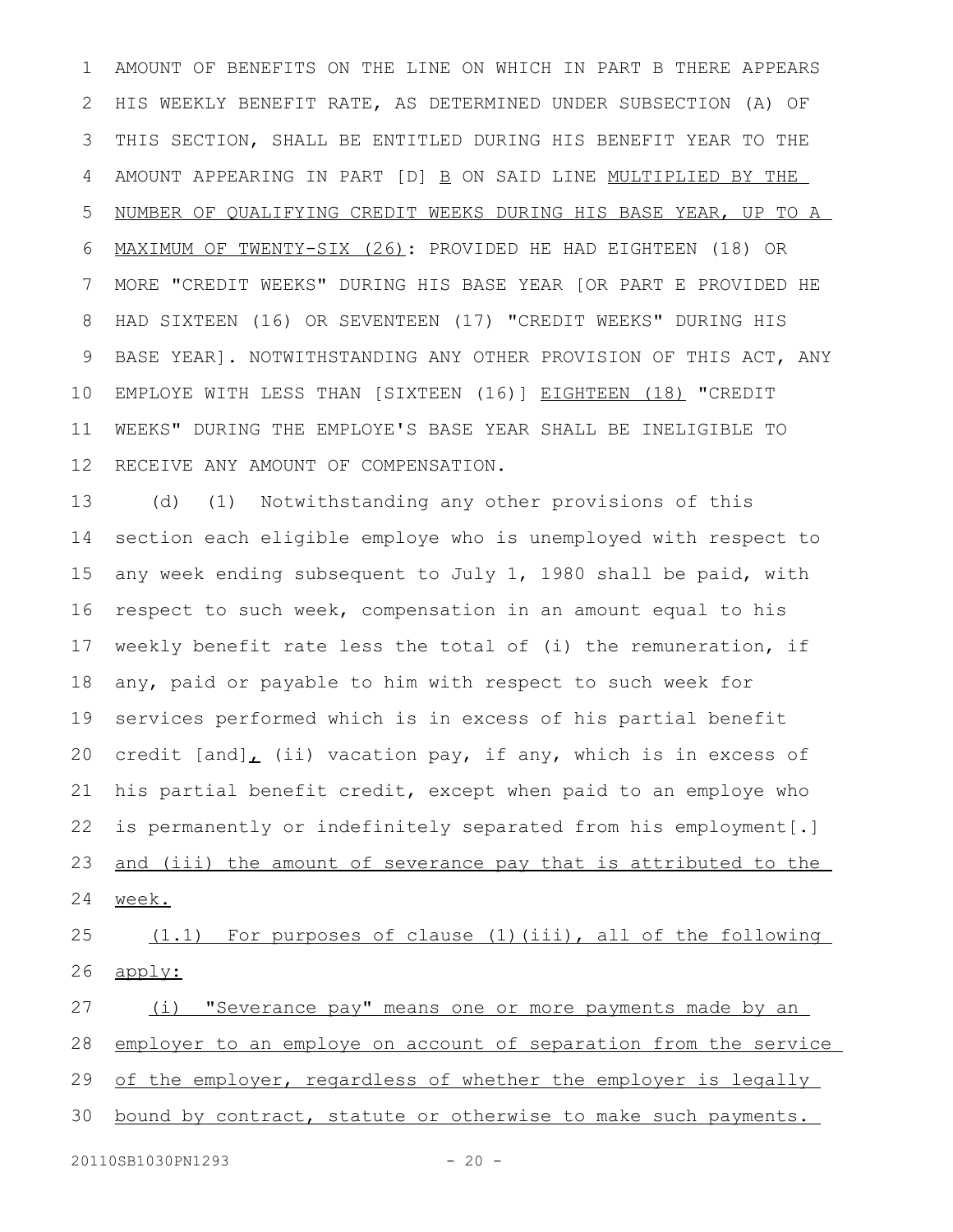AMOUNT OF BENEFITS ON THE LINE ON WHICH IN PART B THERE APPEARS HIS WEEKLY BENEFIT RATE, AS DETERMINED UNDER SUBSECTION (A) OF THIS SECTION, SHALL BE ENTITLED DURING HIS BENEFIT YEAR TO THE AMOUNT APPEARING IN PART [D] B ON SAID LINE MULTIPLIED BY THE NUMBER OF QUALIFYING CREDIT WEEKS DURING HIS BASE YEAR, UP TO A MAXIMUM OF TWENTY-SIX (26): PROVIDED HE HAD EIGHTEEN (18) OR MORE "CREDIT WEEKS" DURING HIS BASE YEAR [OR PART E PROVIDED HE HAD SIXTEEN (16) OR SEVENTEEN (17) "CREDIT WEEKS" DURING HIS BASE YEAR]. NOTWITHSTANDING ANY OTHER PROVISION OF THIS ACT, ANY EMPLOYE WITH LESS THAN [SIXTEEN (16)] EIGHTEEN (18) "CREDIT WEEKS" DURING THE EMPLOYE'S BASE YEAR SHALL BE INELIGIBLE TO RECEIVE ANY AMOUNT OF COMPENSATION.

(d) (1) Notwithstanding any other provisions of this section each eligible employe who is unemployed with respect to any week ending subsequent to July 1, 1980 shall be paid, with respect to such week, compensation in an amount equal to his weekly benefit rate less the total of (i) the remuneration, if any, paid or payable to him with respect to such week for services performed which is in excess of his partial benefit credit [and], (ii) vacation pay, if any, which is in excess of his partial benefit credit, except when paid to an employe who is permanently or indefinitely separated from his employment[.] and (iii) the amount of severance pay that is attributed to the week.

(1.1) For purposes of clause (1)(iii), all of the following apply:

(i) "Severance pay" means one or more payments made by an employer to an employe on account of separation from the service of the employer, regardless of whether the employer is legally bound by contract, statute or otherwise to make such payments.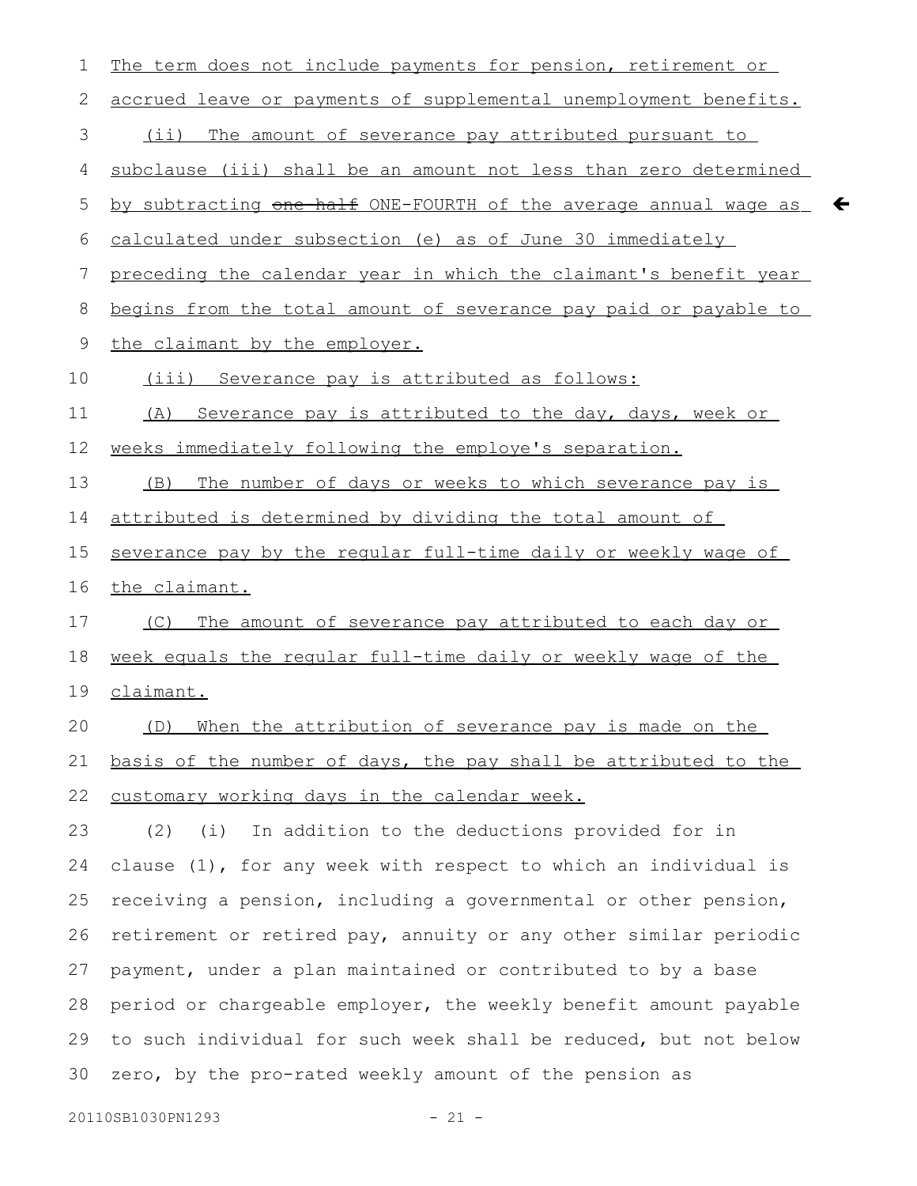The term does not include payments for pension, retirement or accrued leave or payments of supplemental unemployment benefits.

(ii) The amount of severance pay attributed pursuant to subclause (iii) shall be an amount not less than zero determined by subtracting ~~one-half~~ ONE-FOURTH of the average annual wage as calculated under subsection (e) as of June 30 immediately preceding the calendar year in which the claimant's benefit year begins from the total amount of severance pay paid or payable to the claimant by the employer.

(iii) Severance pay is attributed as follows:

(A) Severance pay is attributed to the day, days, week or weeks immediately following the employe's separation.

(B) The number of days or weeks to which severance pay is attributed is determined by dividing the total amount of severance pay by the regular full-time daily or weekly wage of the claimant.

(C) The amount of severance pay attributed to each day or week equals the regular full-time daily or weekly wage of the claimant.

(D) When the attribution of severance pay is made on the basis of the number of days, the pay shall be attributed to the customary working days in the calendar week.

(2) (i) In addition to the deductions provided for in clause (1), for any week with respect to which an individual is receiving a pension, including a governmental or other pension, retirement or retired pay, annuity or any other similar periodic payment, under a plan maintained or contributed to by a base period or chargeable employer, the weekly benefit amount payable to such individual for such week shall be reduced, but not below zero, by the pro-rated weekly amount of the pension as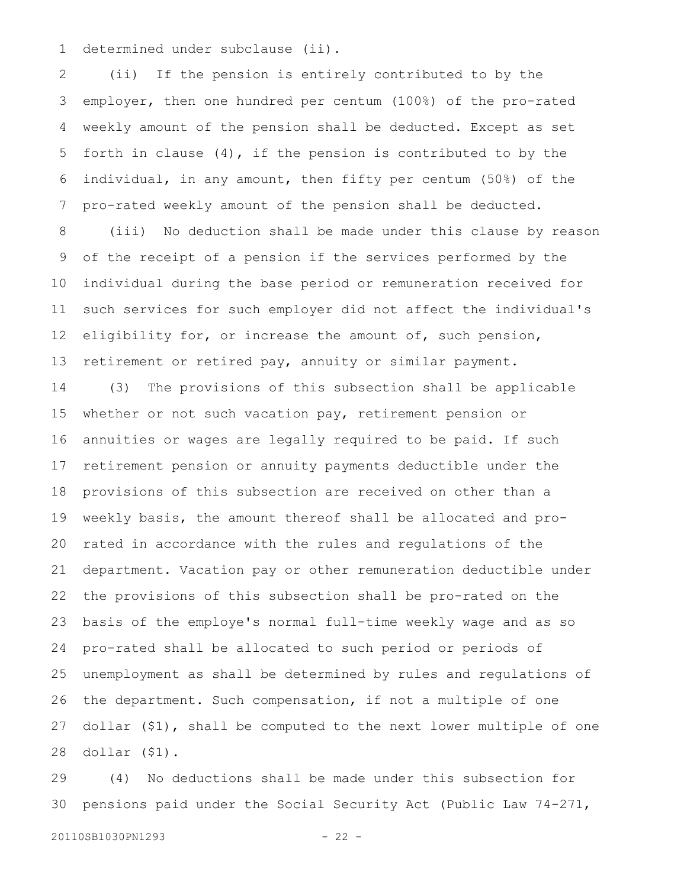determined under subclause (ii).

(ii) If the pension is entirely contributed to by the employer, then one hundred per centum (100%) of the pro-rated weekly amount of the pension shall be deducted. Except as set forth in clause (4), if the pension is contributed to by the individual, in any amount, then fifty per centum (50%) of the pro-rated weekly amount of the pension shall be deducted.

(iii) No deduction shall be made under this clause by reason of the receipt of a pension if the services performed by the individual during the base period or remuneration received for such services for such employer did not affect the individual's eligibility for, or increase the amount of, such pension, retirement or retired pay, annuity or similar payment.

(3) The provisions of this subsection shall be applicable whether or not such vacation pay, retirement pension or annuities or wages are legally required to be paid. If such retirement pension or annuity payments deductible under the provisions of this subsection are received on other than a weekly basis, the amount thereof shall be allocated and pro-rated in accordance with the rules and regulations of the department. Vacation pay or other remuneration deductible under the provisions of this subsection shall be pro-rated on the basis of the employe's normal full-time weekly wage and as so pro-rated shall be allocated to such period or periods of unemployment as shall be determined by rules and regulations of the department. Such compensation, if not a multiple of one dollar ($1), shall be computed to the next lower multiple of one dollar ($1).

(4) No deductions shall be made under this subsection for pensions paid under the Social Security Act (Public Law 74-271,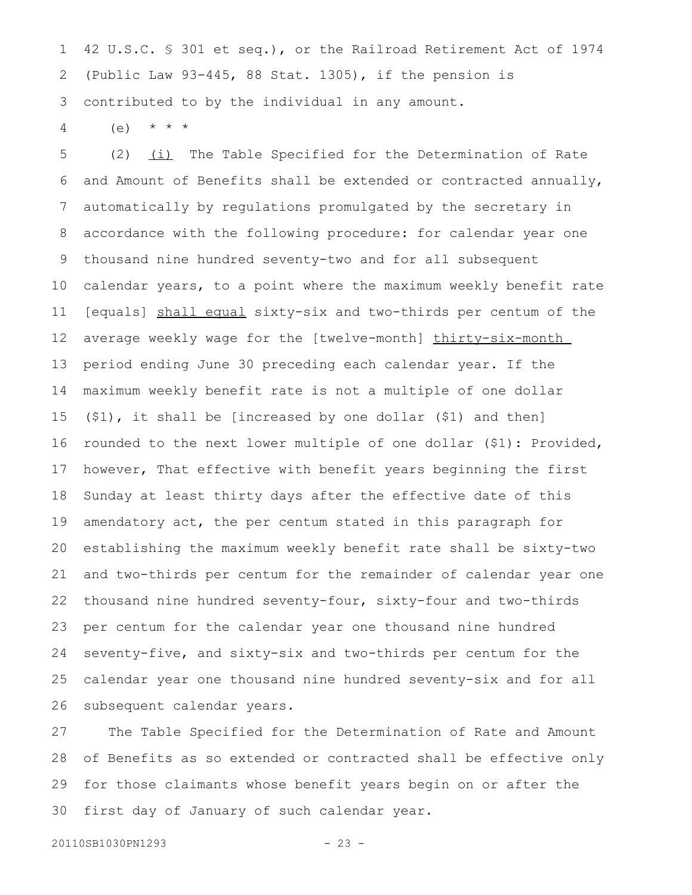42 U.S.C. § 301 et seq.), or the Railroad Retirement Act of 1974 (Public Law 93-445, 88 Stat. 1305), if the pension is contributed to by the individual in any amount.

(e) * * *

(2) (i) The Table Specified for the Determination of Rate and Amount of Benefits shall be extended or contracted annually, automatically by regulations promulgated by the secretary in accordance with the following procedure: for calendar year one thousand nine hundred seventy-two and for all subsequent calendar years, to a point where the maximum weekly benefit rate [equals] shall equal sixty-six and two-thirds per centum of the average weekly wage for the [twelve-month] thirty-six-month period ending June 30 preceding each calendar year. If the maximum weekly benefit rate is not a multiple of one dollar ($1), it shall be [increased by one dollar ($1) and then] rounded to the next lower multiple of one dollar ($1): Provided, however, That effective with benefit years beginning the first Sunday at least thirty days after the effective date of this amendatory act, the per centum stated in this paragraph for establishing the maximum weekly benefit rate shall be sixty-two and two-thirds per centum for the remainder of calendar year one thousand nine hundred seventy-four, sixty-four and two-thirds per centum for the calendar year one thousand nine hundred seventy-five, and sixty-six and two-thirds per centum for the calendar year one thousand nine hundred seventy-six and for all subsequent calendar years.

The Table Specified for the Determination of Rate and Amount of Benefits as so extended or contracted shall be effective only for those claimants whose benefit years begin on or after the first day of January of such calendar year.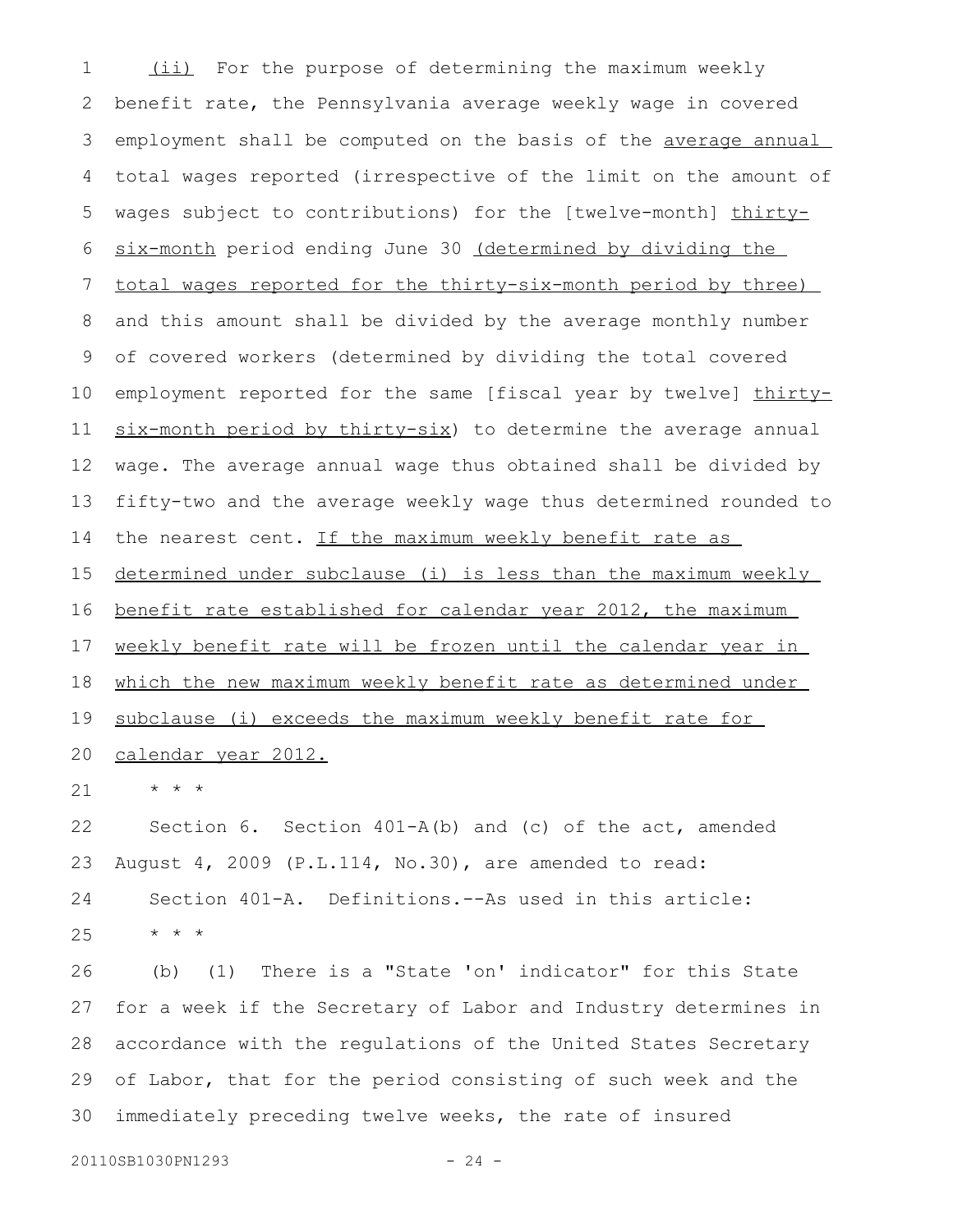(ii) For the purpose of determining the maximum weekly benefit rate, the Pennsylvania average weekly wage in covered employment shall be computed on the basis of the average annual total wages reported (irrespective of the limit on the amount of wages subject to contributions) for the [twelve-month] thirty-six-month period ending June 30 (determined by dividing the total wages reported for the thirty-six-month period by three) and this amount shall be divided by the average monthly number of covered workers (determined by dividing the total covered employment reported for the same [fiscal year by twelve] thirty-six-month period by thirty-six) to determine the average annual wage. The average annual wage thus obtained shall be divided by fifty-two and the average weekly wage thus determined rounded to the nearest cent. If the maximum weekly benefit rate as determined under subclause (i) is less than the maximum weekly benefit rate established for calendar year 2012, the maximum weekly benefit rate will be frozen until the calendar year in which the new maximum weekly benefit rate as determined under subclause (i) exceeds the maximum weekly benefit rate for calendar year 2012.

\* \* \*

Section 6. Section 401-A(b) and (c) of the act, amended August 4, 2009 (P.L.114, No.30), are amended to read:

Section 401-A. Definitions.--As used in this article:

\* \* \*

(b) (1) There is a "State 'on' indicator" for this State for a week if the Secretary of Labor and Industry determines in accordance with the regulations of the United States Secretary of Labor, that for the period consisting of such week and the immediately preceding twelve weeks, the rate of insured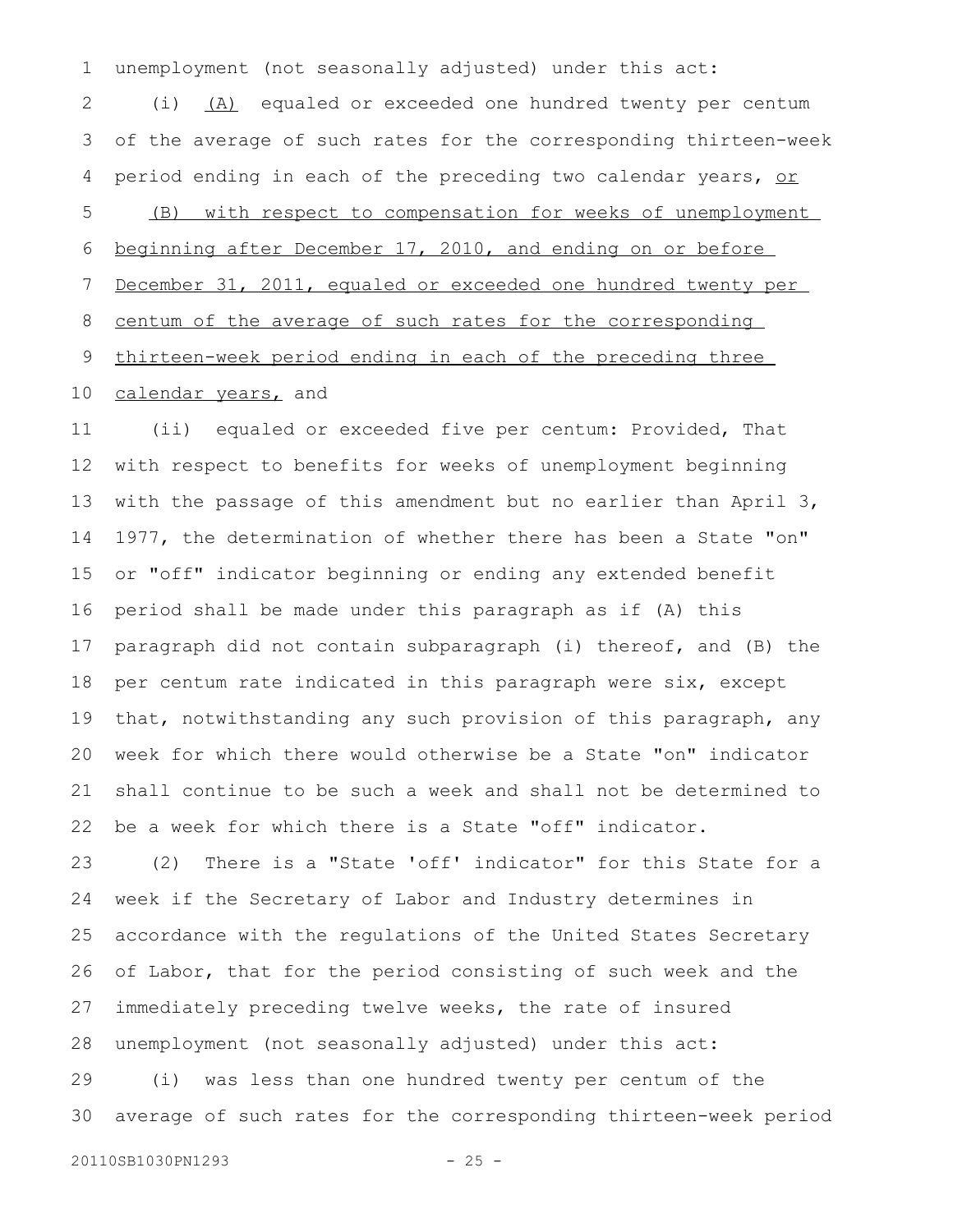unemployment (not seasonally adjusted) under this act:

(i) (A) equaled or exceeded one hundred twenty per centum of the average of such rates for the corresponding thirteen-week period ending in each of the preceding two calendar years, or (B) with respect to compensation for weeks of unemployment beginning after December 17, 2010, and ending on or before December 31, 2011, equaled or exceeded one hundred twenty per centum of the average of such rates for the corresponding thirteen-week period ending in each of the preceding three calendar years, and

(ii) equaled or exceeded five per centum: Provided, That with respect to benefits for weeks of unemployment beginning with the passage of this amendment but no earlier than April 3, 1977, the determination of whether there has been a State "on" or "off" indicator beginning or ending any extended benefit period shall be made under this paragraph as if (A) this paragraph did not contain subparagraph (i) thereof, and (B) the per centum rate indicated in this paragraph were six, except that, notwithstanding any such provision of this paragraph, any week for which there would otherwise be a State "on" indicator shall continue to be such a week and shall not be determined to be a week for which there is a State "off" indicator.

(2) There is a "State 'off' indicator" for this State for a week if the Secretary of Labor and Industry determines in accordance with the regulations of the United States Secretary of Labor, that for the period consisting of such week and the immediately preceding twelve weeks, the rate of insured unemployment (not seasonally adjusted) under this act:

(i) was less than one hundred twenty per centum of the average of such rates for the corresponding thirteen-week period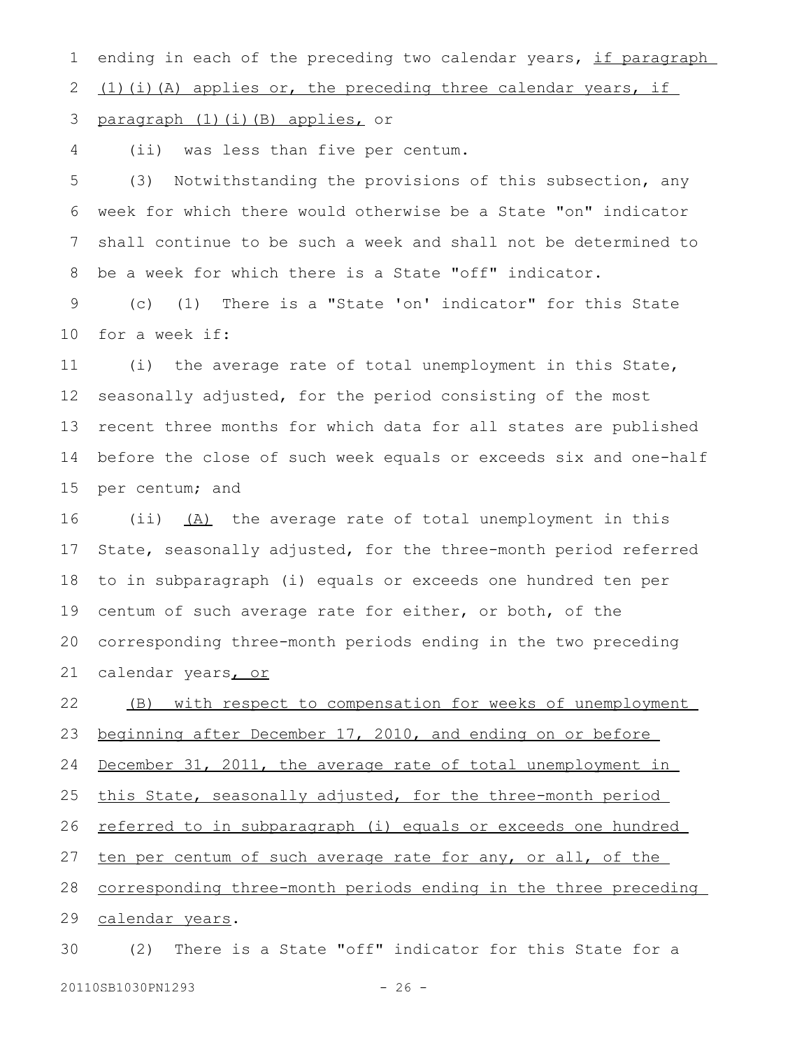ending in each of the preceding two calendar years, <u>if paragraph (1)(i)(A) applies or, the preceding three calendar years, if paragraph (1)(i)(B) applies,</u> or

(ii) was less than five per centum.

(3) Notwithstanding the provisions of this subsection, any week for which there would otherwise be a State "on" indicator shall continue to be such a week and shall not be determined to be a week for which there is a State "off" indicator.

(c) (1) There is a "State 'on' indicator" for this State for a week if:

(i) the average rate of total unemployment in this State, seasonally adjusted, for the period consisting of the most recent three months for which data for all states are published before the close of such week equals or exceeds six and one-half per centum; and

(ii) <u>(A)</u> the average rate of total unemployment in this State, seasonally adjusted, for the three-month period referred to in subparagraph (i) equals or exceeds one hundred ten per centum of such average rate for either, or both, of the corresponding three-month periods ending in the two preceding calendar years<u>, or</u>

<u>(B) with respect to compensation for weeks of unemployment beginning after December 17, 2010, and ending on or before December 31, 2011, the average rate of total unemployment in this State, seasonally adjusted, for the three-month period referred to in subparagraph (i) equals or exceeds one hundred ten per centum of such average rate for any, or all, of the corresponding three-month periods ending in the three preceding calendar years</u>.

(2) There is a State "off" indicator for this State for a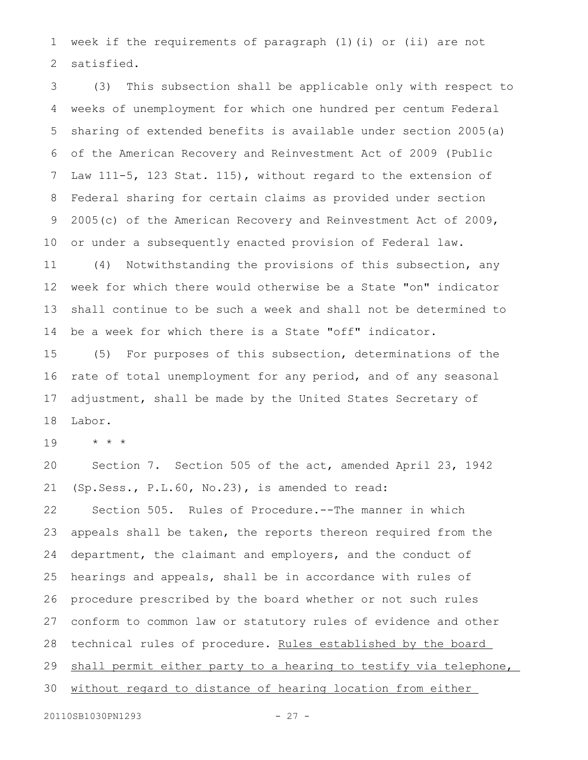week if the requirements of paragraph (1)(i) or (ii) are not satisfied.

(3) This subsection shall be applicable only with respect to weeks of unemployment for which one hundred per centum Federal sharing of extended benefits is available under section 2005(a) of the American Recovery and Reinvestment Act of 2009 (Public Law 111-5, 123 Stat. 115), without regard to the extension of Federal sharing for certain claims as provided under section 2005(c) of the American Recovery and Reinvestment Act of 2009, or under a subsequently enacted provision of Federal law.

(4) Notwithstanding the provisions of this subsection, any week for which there would otherwise be a State "on" indicator shall continue to be such a week and shall not be determined to be a week for which there is a State "off" indicator.

(5) For purposes of this subsection, determinations of the rate of total unemployment for any period, and of any seasonal adjustment, shall be made by the United States Secretary of Labor.

* * *

Section 7. Section 505 of the act, amended April 23, 1942 (Sp.Sess., P.L.60, No.23), is amended to read:

Section 505. Rules of Procedure.--The manner in which appeals shall be taken, the reports thereon required from the department, the claimant and employers, and the conduct of hearings and appeals, shall be in accordance with rules of procedure prescribed by the board whether or not such rules conform to common law or statutory rules of evidence and other technical rules of procedure. <u>Rules established by the board shall permit either party to a hearing to testify via telephone, without regard to distance of hearing location from either</u>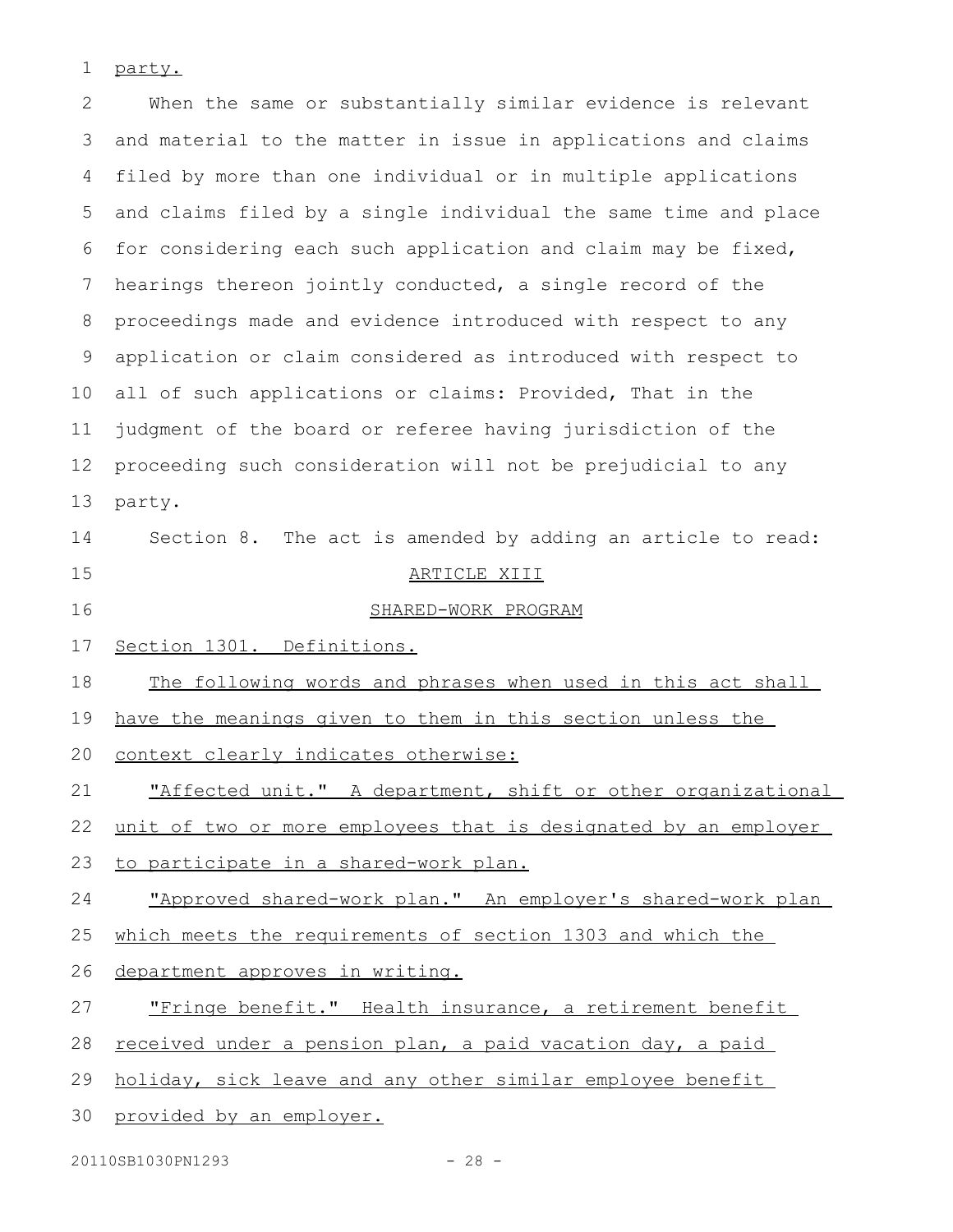party.

When the same or substantially similar evidence is relevant and material to the matter in issue in applications and claims filed by more than one individual or in multiple applications and claims filed by a single individual the same time and place for considering each such application and claim may be fixed, hearings thereon jointly conducted, a single record of the proceedings made and evidence introduced with respect to any application or claim considered as introduced with respect to all of such applications or claims: Provided, That in the judgment of the board or referee having jurisdiction of the proceeding such consideration will not be prejudicial to any party.

Section 8. The act is amended by adding an article to read:

ARTICLE XIII

SHARED-WORK PROGRAM

Section 1301. Definitions.

The following words and phrases when used in this act shall have the meanings given to them in this section unless the context clearly indicates otherwise:

"Affected unit." A department, shift or other organizational unit of two or more employees that is designated by an employer to participate in a shared-work plan.

"Approved shared-work plan." An employer's shared-work plan which meets the requirements of section 1303 and which the department approves in writing.

"Fringe benefit." Health insurance, a retirement benefit received under a pension plan, a paid vacation day, a paid holiday, sick leave and any other similar employee benefit provided by an employer.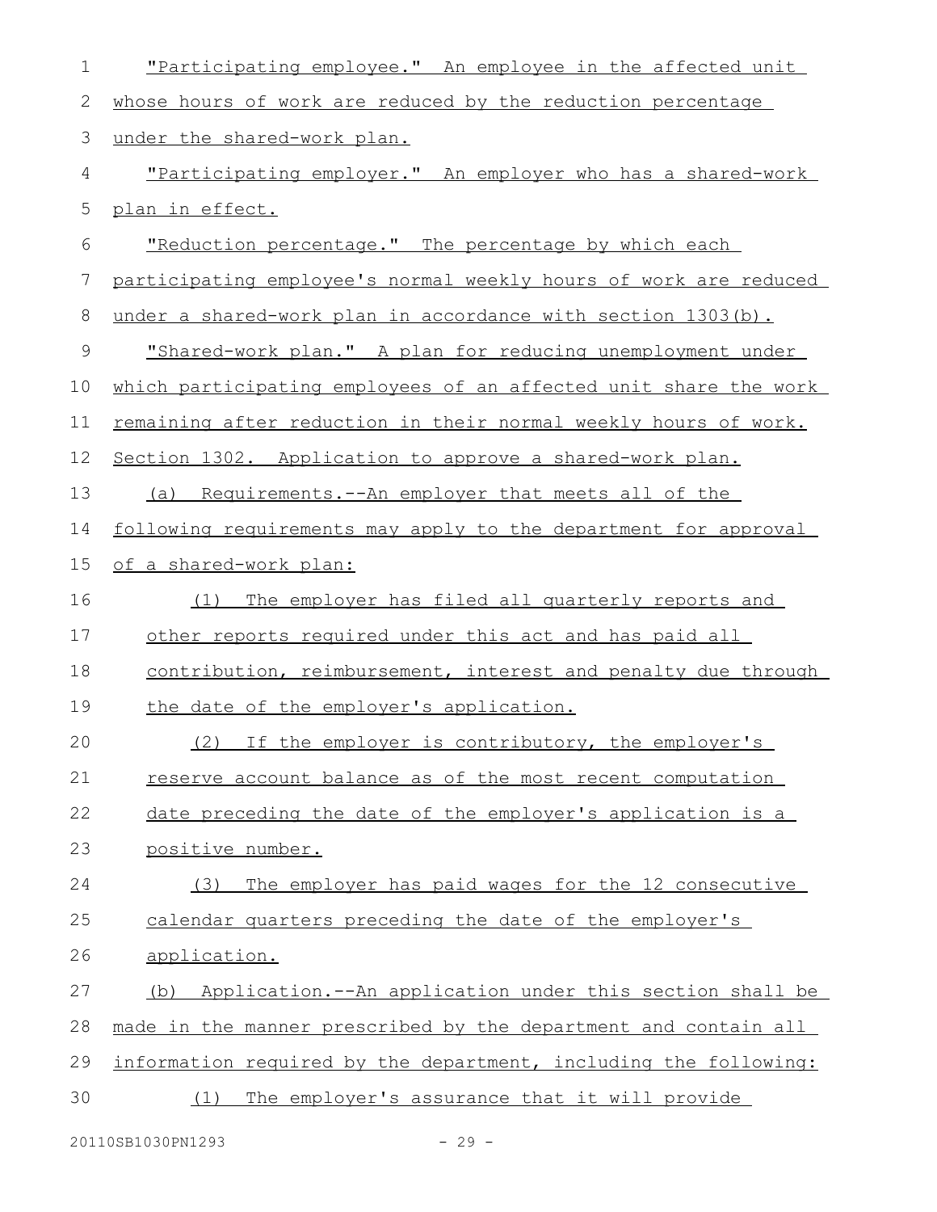"Participating employee." An employee in the affected unit whose hours of work are reduced by the reduction percentage under the shared-work plan.

"Participating employer." An employer who has a shared-work plan in effect.

"Reduction percentage." The percentage by which each participating employee's normal weekly hours of work are reduced under a shared-work plan in accordance with section 1303(b).

"Shared-work plan." A plan for reducing unemployment under which participating employees of an affected unit share the work remaining after reduction in their normal weekly hours of work.

Section 1302. Application to approve a shared-work plan.

(a) Requirements.--An employer that meets all of the following requirements may apply to the department for approval of a shared-work plan:

(1) The employer has filed all quarterly reports and other reports required under this act and has paid all contribution, reimbursement, interest and penalty due through the date of the employer's application.

(2) If the employer is contributory, the employer's reserve account balance as of the most recent computation date preceding the date of the employer's application is a positive number.

(3) The employer has paid wages for the 12 consecutive calendar quarters preceding the date of the employer's application.

(b) Application.--An application under this section shall be made in the manner prescribed by the department and contain all information required by the department, including the following:

(1) The employer's assurance that it will provide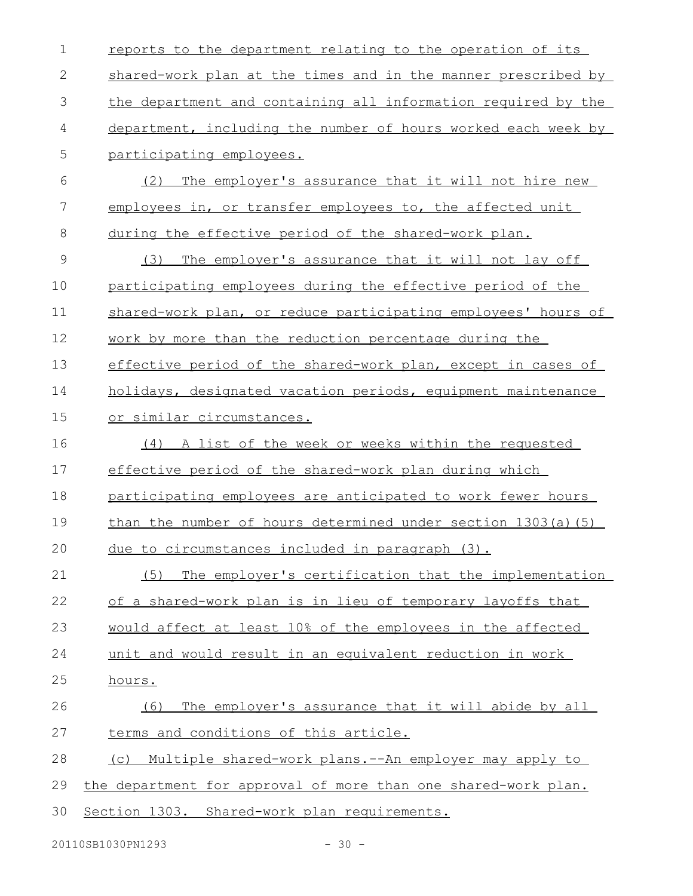reports to the department relating to the operation of its shared-work plan at the times and in the manner prescribed by the department and containing all information required by the department, including the number of hours worked each week by participating employees.

(2) The employer's assurance that it will not hire new employees in, or transfer employees to, the affected unit during the effective period of the shared-work plan.

(3) The employer's assurance that it will not lay off participating employees during the effective period of the shared-work plan, or reduce participating employees' hours of work by more than the reduction percentage during the effective period of the shared-work plan, except in cases of holidays, designated vacation periods, equipment maintenance or similar circumstances.

(4) A list of the week or weeks within the requested effective period of the shared-work plan during which participating employees are anticipated to work fewer hours than the number of hours determined under section 1303(a)(5) due to circumstances included in paragraph (3).

(5) The employer's certification that the implementation of a shared-work plan is in lieu of temporary layoffs that would affect at least 10% of the employees in the affected unit and would result in an equivalent reduction in work hours.

(6) The employer's assurance that it will abide by all terms and conditions of this article.

(c) Multiple shared-work plans.--An employer may apply to the department for approval of more than one shared-work plan.

Section 1303. Shared-work plan requirements.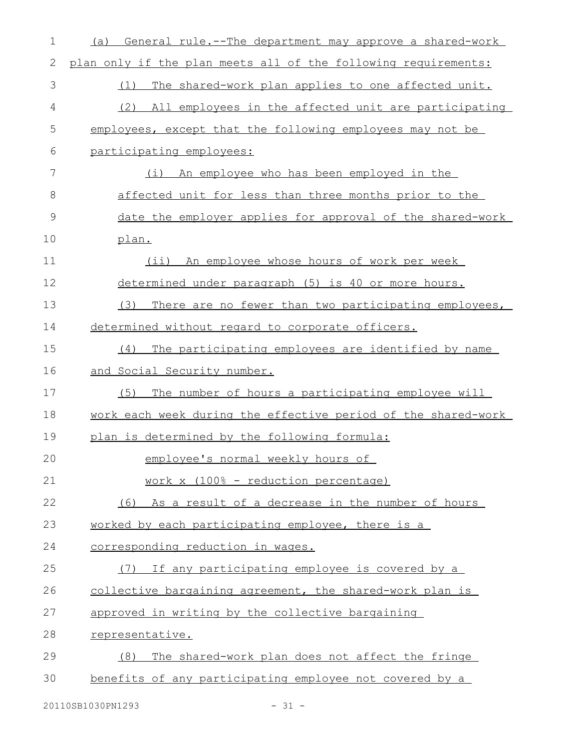(a) General rule.--The department may approve a shared-work plan only if the plan meets all of the following requirements:

(1) The shared-work plan applies to one affected unit.

(2) All employees in the affected unit are participating employees, except that the following employees may not be participating employees:

(i) An employee who has been employed in the affected unit for less than three months prior to the date the employer applies for approval of the shared-work plan.

(ii) An employee whose hours of work per week determined under paragraph (5) is 40 or more hours.

(3) There are no fewer than two participating employees, determined without regard to corporate officers.

(4) The participating employees are identified by name and Social Security number.

(5) The number of hours a participating employee will work each week during the effective period of the shared-work plan is determined by the following formula:

employee's normal weekly hours of work x (100% - reduction percentage)

(6) As a result of a decrease in the number of hours worked by each participating employee, there is a corresponding reduction in wages.

(7) If any participating employee is covered by a collective bargaining agreement, the shared-work plan is approved in writing by the collective bargaining representative.

(8) The shared-work plan does not affect the fringe benefits of any participating employee not covered by a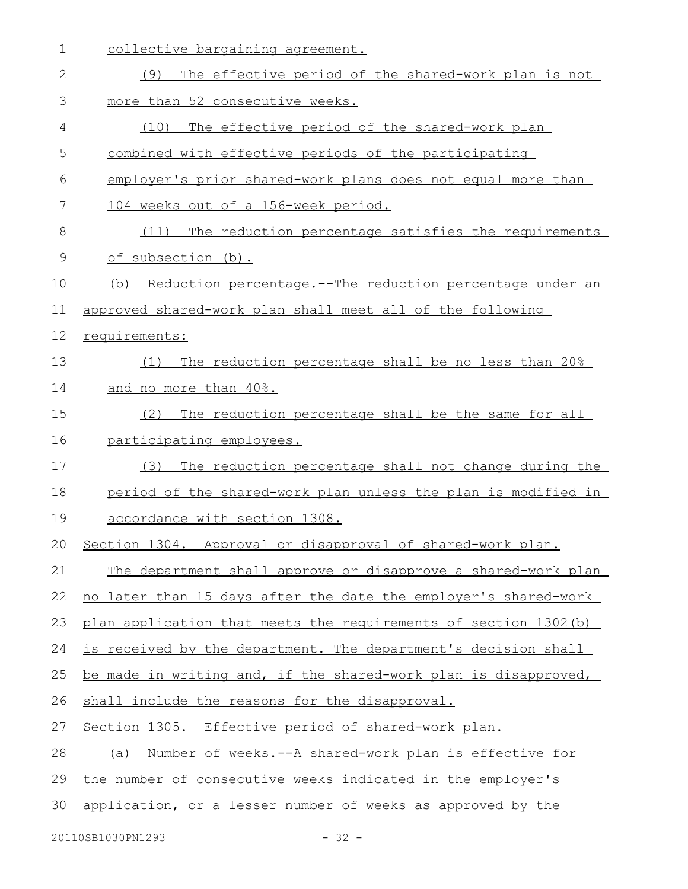collective bargaining agreement.

(9) The effective period of the shared-work plan is not more than 52 consecutive weeks.

(10) The effective period of the shared-work plan combined with effective periods of the participating employer's prior shared-work plans does not equal more than 104 weeks out of a 156-week period.

(11) The reduction percentage satisfies the requirements of subsection (b).

(b) Reduction percentage.--The reduction percentage under an approved shared-work plan shall meet all of the following requirements:

(1) The reduction percentage shall be no less than 20% and no more than 40%.

(2) The reduction percentage shall be the same for all participating employees.

(3) The reduction percentage shall not change during the period of the shared-work plan unless the plan is modified in accordance with section 1308.

Section 1304. Approval or disapproval of shared-work plan.

The department shall approve or disapprove a shared-work plan no later than 15 days after the date the employer's shared-work plan application that meets the requirements of section 1302(b) is received by the department. The department's decision shall be made in writing and, if the shared-work plan is disapproved, shall include the reasons for the disapproval.

Section 1305. Effective period of shared-work plan.

(a) Number of weeks.--A shared-work plan is effective for the number of consecutive weeks indicated in the employer's application, or a lesser number of weeks as approved by the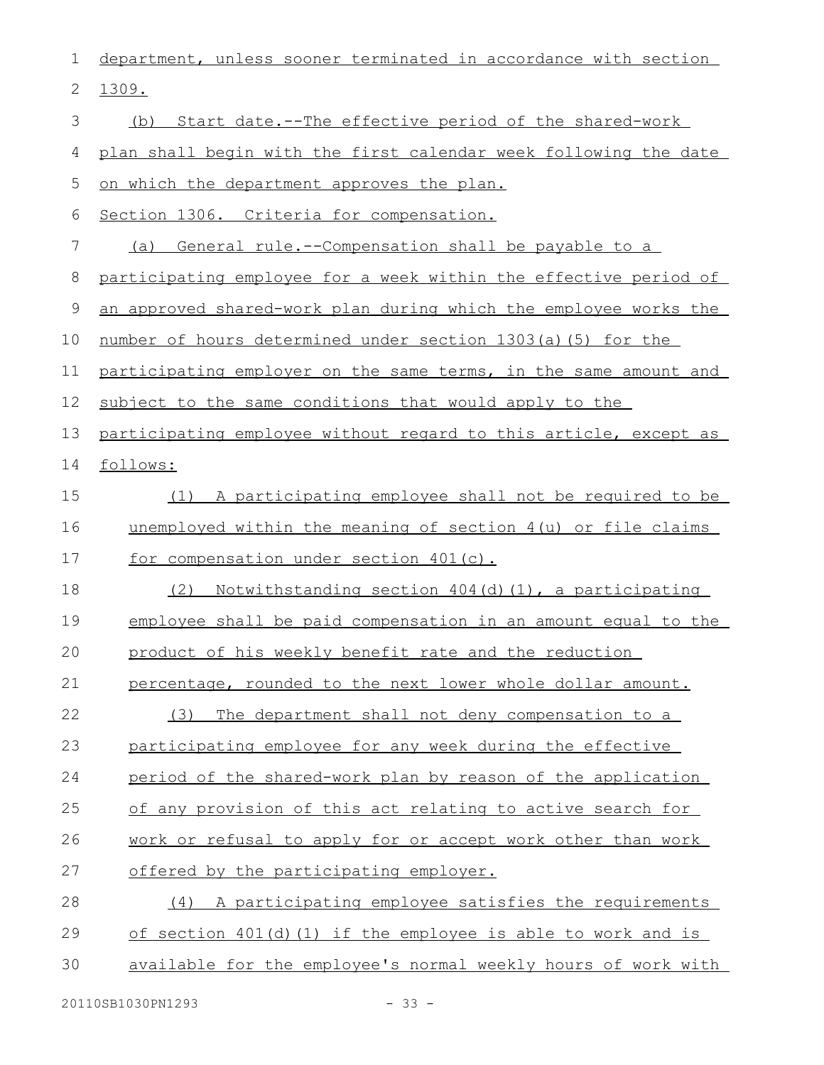department, unless sooner terminated in accordance with section 1309.

(b) Start date.--The effective period of the shared-work plan shall begin with the first calendar week following the date on which the department approves the plan.

Section 1306. Criteria for compensation.

(a) General rule.--Compensation shall be payable to a participating employee for a week within the effective period of an approved shared-work plan during which the employee works the number of hours determined under section 1303(a)(5) for the participating employer on the same terms, in the same amount and subject to the same conditions that would apply to the participating employee without regard to this article, except as follows:

(1) A participating employee shall not be required to be unemployed within the meaning of section 4(u) or file claims for compensation under section 401(c).

(2) Notwithstanding section 404(d)(1), a participating employee shall be paid compensation in an amount equal to the product of his weekly benefit rate and the reduction percentage, rounded to the next lower whole dollar amount.

(3) The department shall not deny compensation to a participating employee for any week during the effective period of the shared-work plan by reason of the application of any provision of this act relating to active search for work or refusal to apply for or accept work other than work offered by the participating employer.

(4) A participating employee satisfies the requirements of section 401(d)(1) if the employee is able to work and is available for the employee's normal weekly hours of work with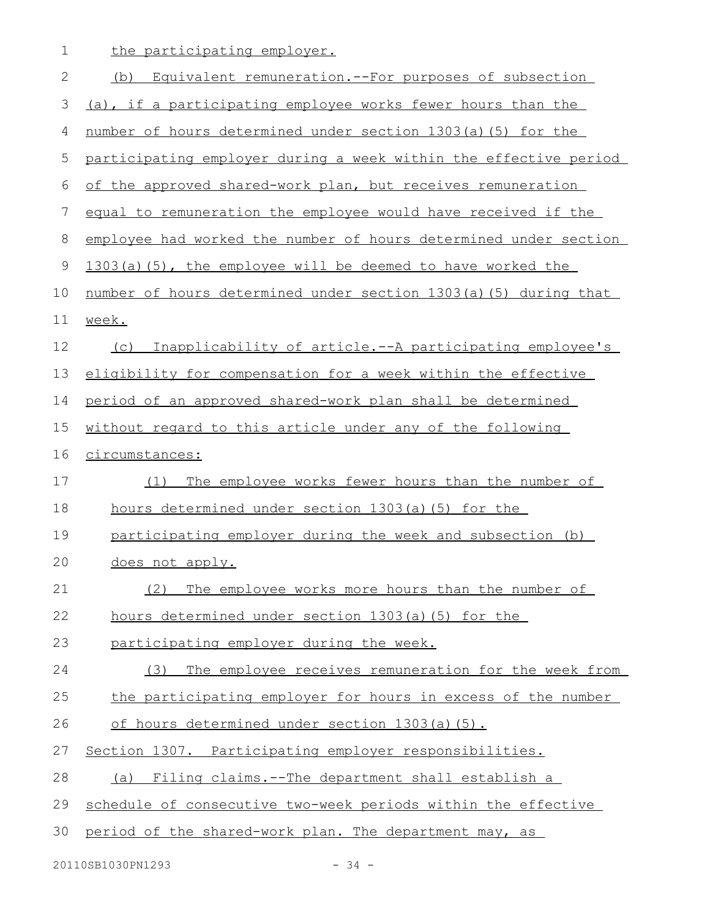the participating employer.

(b) Equivalent remuneration.--For purposes of subsection (a), if a participating employee works fewer hours than the number of hours determined under section 1303(a)(5) for the participating employer during a week within the effective period of the approved shared-work plan, but receives remuneration equal to remuneration the employee would have received if the employee had worked the number of hours determined under section 1303(a)(5), the employee will be deemed to have worked the number of hours determined under section 1303(a)(5) during that week.

(c) Inapplicability of article.--A participating employee's eligibility for compensation for a week within the effective period of an approved shared-work plan shall be determined without regard to this article under any of the following circumstances:

(1) The employee works fewer hours than the number of hours determined under section 1303(a)(5) for the participating employer during the week and subsection (b) does not apply.

(2) The employee works more hours than the number of hours determined under section 1303(a)(5) for the participating employer during the week.

(3) The employee receives remuneration for the week from the participating employer for hours in excess of the number of hours determined under section 1303(a)(5).

Section 1307. Participating employer responsibilities.

(a) Filing claims.--The department shall establish a schedule of consecutive two-week periods within the effective period of the shared-work plan. The department may, as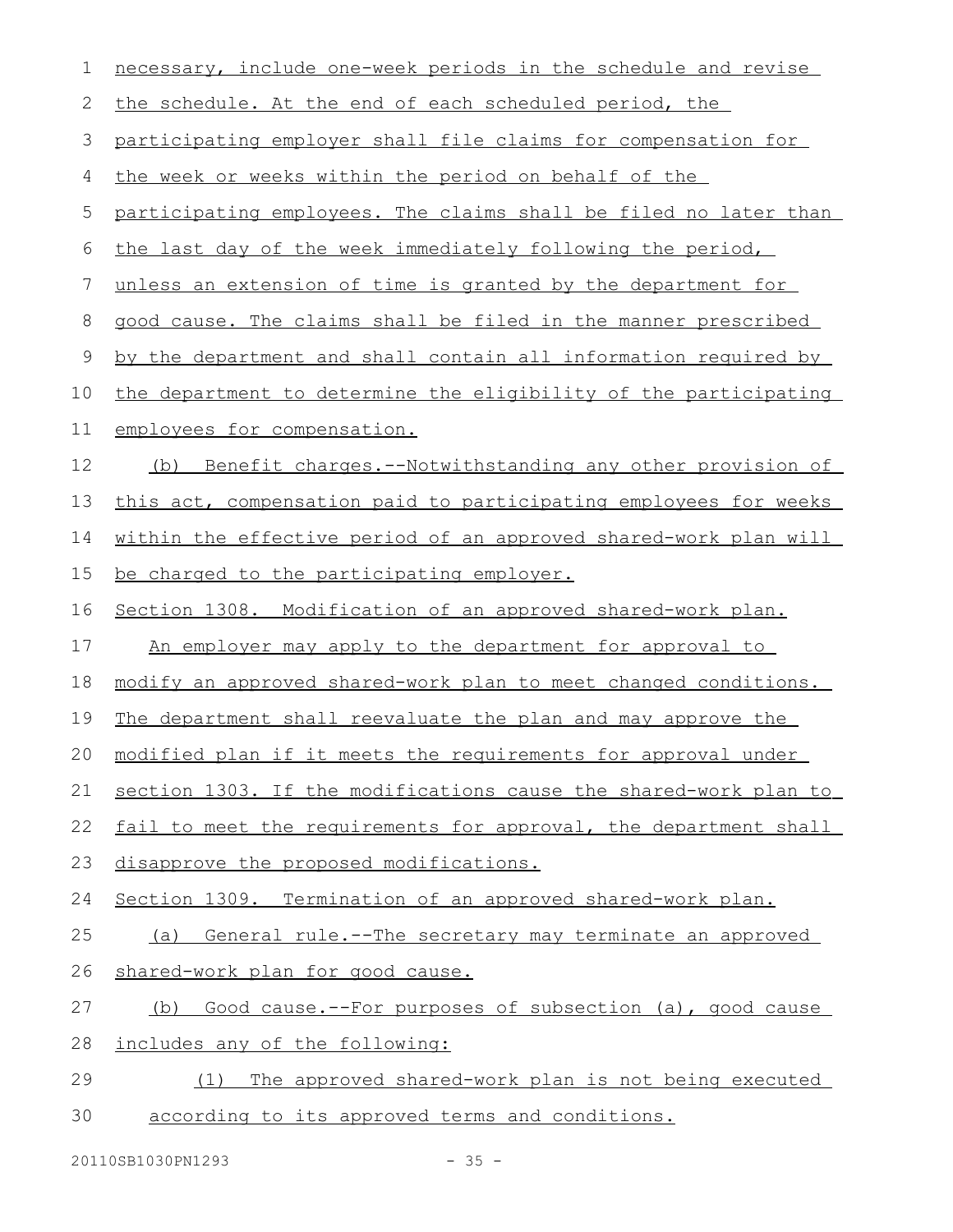necessary, include one-week periods in the schedule and revise the schedule. At the end of each scheduled period, the participating employer shall file claims for compensation for the week or weeks within the period on behalf of the participating employees. The claims shall be filed no later than the last day of the week immediately following the period, unless an extension of time is granted by the department for good cause. The claims shall be filed in the manner prescribed by the department and shall contain all information required by the department to determine the eligibility of the participating employees for compensation.

(b) Benefit charges.--Notwithstanding any other provision of this act, compensation paid to participating employees for weeks within the effective period of an approved shared-work plan will be charged to the participating employer.

Section 1308. Modification of an approved shared-work plan.

An employer may apply to the department for approval to modify an approved shared-work plan to meet changed conditions. The department shall reevaluate the plan and may approve the modified plan if it meets the requirements for approval under section 1303. If the modifications cause the shared-work plan to fail to meet the requirements for approval, the department shall disapprove the proposed modifications.

Section 1309. Termination of an approved shared-work plan.

(a) General rule.--The secretary may terminate an approved shared-work plan for good cause.

(b) Good cause.--For purposes of subsection (a), good cause includes any of the following:

(1) The approved shared-work plan is not being executed according to its approved terms and conditions.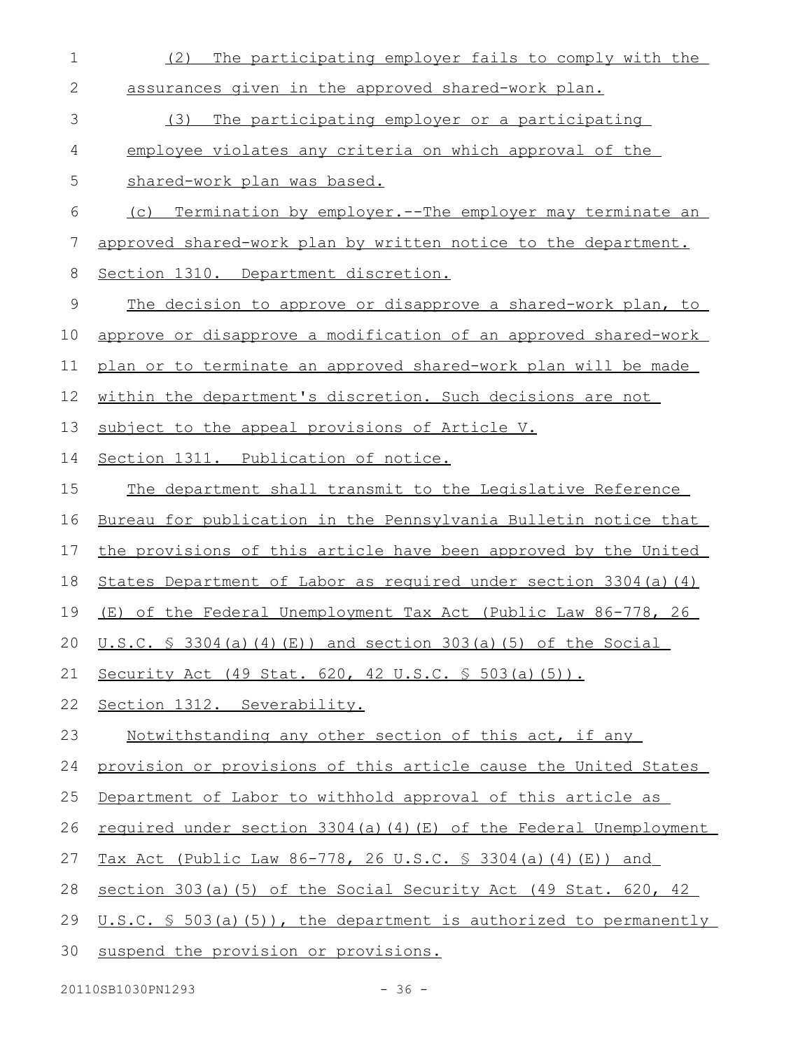(2) The participating employer fails to comply with the assurances given in the approved shared-work plan.

(3) The participating employer or a participating employee violates any criteria on which approval of the shared-work plan was based.

(c) Termination by employer.--The employer may terminate an approved shared-work plan by written notice to the department.

Section 1310. Department discretion.

The decision to approve or disapprove a shared-work plan, to approve or disapprove a modification of an approved shared-work plan or to terminate an approved shared-work plan will be made within the department's discretion. Such decisions are not subject to the appeal provisions of Article V.

Section 1311. Publication of notice.

The department shall transmit to the Legislative Reference Bureau for publication in the Pennsylvania Bulletin notice that the provisions of this article have been approved by the United States Department of Labor as required under section 3304(a)(4)(E) of the Federal Unemployment Tax Act (Public Law 86-778, 26 U.S.C. § 3304(a)(4)(E)) and section 303(a)(5) of the Social Security Act (49 Stat. 620, 42 U.S.C. § 503(a)(5)).

Section 1312. Severability.

Notwithstanding any other section of this act, if any provision or provisions of this article cause the United States Department of Labor to withhold approval of this article as required under section 3304(a)(4)(E) of the Federal Unemployment Tax Act (Public Law 86-778, 26 U.S.C. § 3304(a)(4)(E)) and section 303(a)(5) of the Social Security Act (49 Stat. 620, 42 U.S.C. § 503(a)(5)), the department is authorized to permanently suspend the provision or provisions.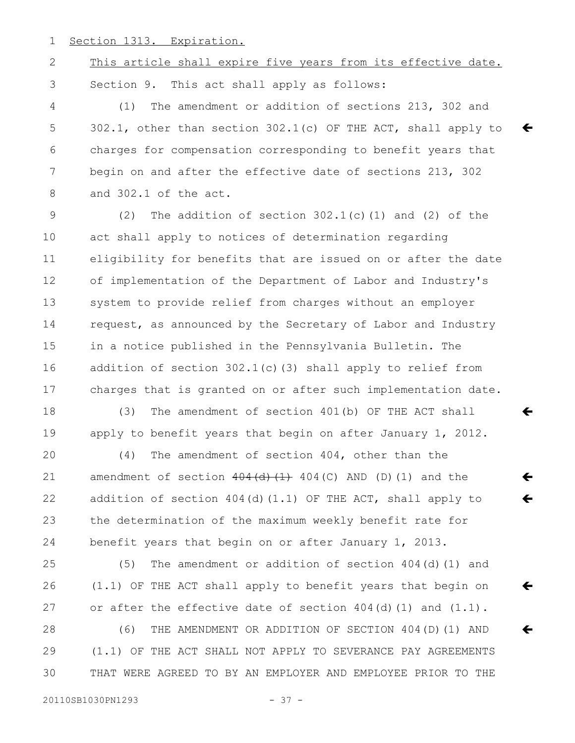Section 1313. Expiration.

This article shall expire five years from its effective date.

Section 9. This act shall apply as follows:

(1) The amendment or addition of sections 213, 302 and 302.1, other than section 302.1(c) OF THE ACT, shall apply to charges for compensation corresponding to benefit years that begin on and after the effective date of sections 213, 302 and 302.1 of the act.

(2) The addition of section 302.1(c)(1) and (2) of the act shall apply to notices of determination regarding eligibility for benefits that are issued on or after the date of implementation of the Department of Labor and Industry's system to provide relief from charges without an employer request, as announced by the Secretary of Labor and Industry in a notice published in the Pennsylvania Bulletin. The addition of section 302.1(c)(3) shall apply to relief from charges that is granted on or after such implementation date.

(3) The amendment of section 401(b) OF THE ACT shall apply to benefit years that begin on after January 1, 2012.

(4) The amendment of section 404, other than the amendment of section ~~404(d)(1)~~ 404(C) AND (D)(1) and the addition of section 404(d)(1.1) OF THE ACT, shall apply to the determination of the maximum weekly benefit rate for benefit years that begin on or after January 1, 2013.

(5) The amendment or addition of section 404(d)(1) and (1.1) OF THE ACT shall apply to benefit years that begin on or after the effective date of section 404(d)(1) and (1.1).

(6) THE AMENDMENT OR ADDITION OF SECTION 404(D)(1) AND (1.1) OF THE ACT SHALL NOT APPLY TO SEVERANCE PAY AGREEMENTS THAT WERE AGREED TO BY AN EMPLOYER AND EMPLOYEE PRIOR TO THE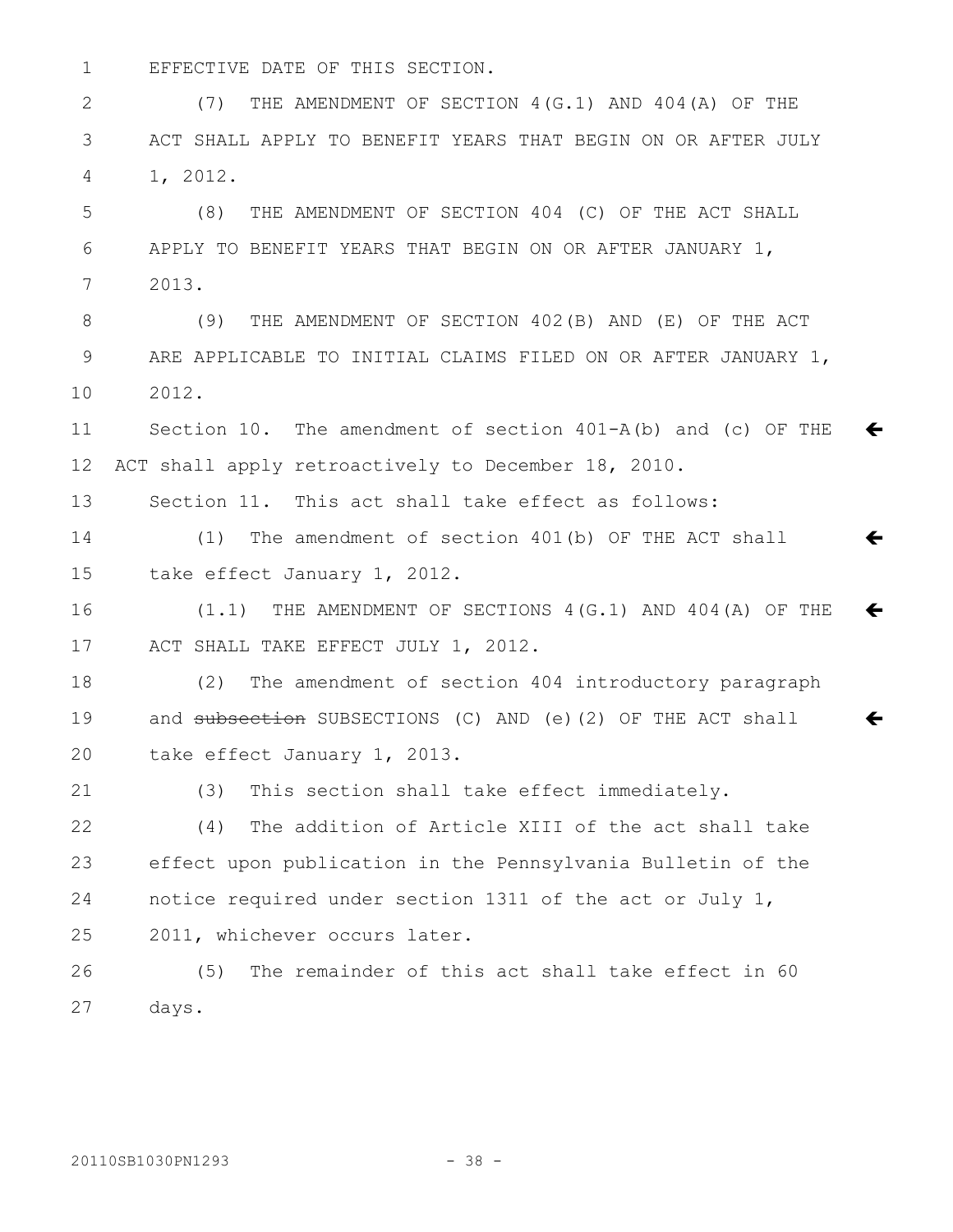EFFECTIVE DATE OF THIS SECTION.

(7) THE AMENDMENT OF SECTION 4(G.1) AND 404(A) OF THE ACT SHALL APPLY TO BENEFIT YEARS THAT BEGIN ON OR AFTER JULY 1, 2012.

(8) THE AMENDMENT OF SECTION 404 (C) OF THE ACT SHALL APPLY TO BENEFIT YEARS THAT BEGIN ON OR AFTER JANUARY 1, 2013.

(9) THE AMENDMENT OF SECTION 402(B) AND (E) OF THE ACT ARE APPLICABLE TO INITIAL CLAIMS FILED ON OR AFTER JANUARY 1, 2012.

Section 10. The amendment of section 401-A(b) and (c) OF THE ACT shall apply retroactively to December 18, 2010.

Section 11. This act shall take effect as follows:

(1) The amendment of section 401(b) OF THE ACT shall take effect January 1, 2012.

(1.1) THE AMENDMENT OF SECTIONS 4(G.1) AND 404(A) OF THE ACT SHALL TAKE EFFECT JULY 1, 2012.

(2) The amendment of section 404 introductory paragraph and ~~subsection~~ SUBSECTIONS (C) AND (e)(2) OF THE ACT shall take effect January 1, 2013.

(3) This section shall take effect immediately.

(4) The addition of Article XIII of the act shall take effect upon publication in the Pennsylvania Bulletin of the notice required under section 1311 of the act or July 1, 2011, whichever occurs later.

(5) The remainder of this act shall take effect in 60 days.